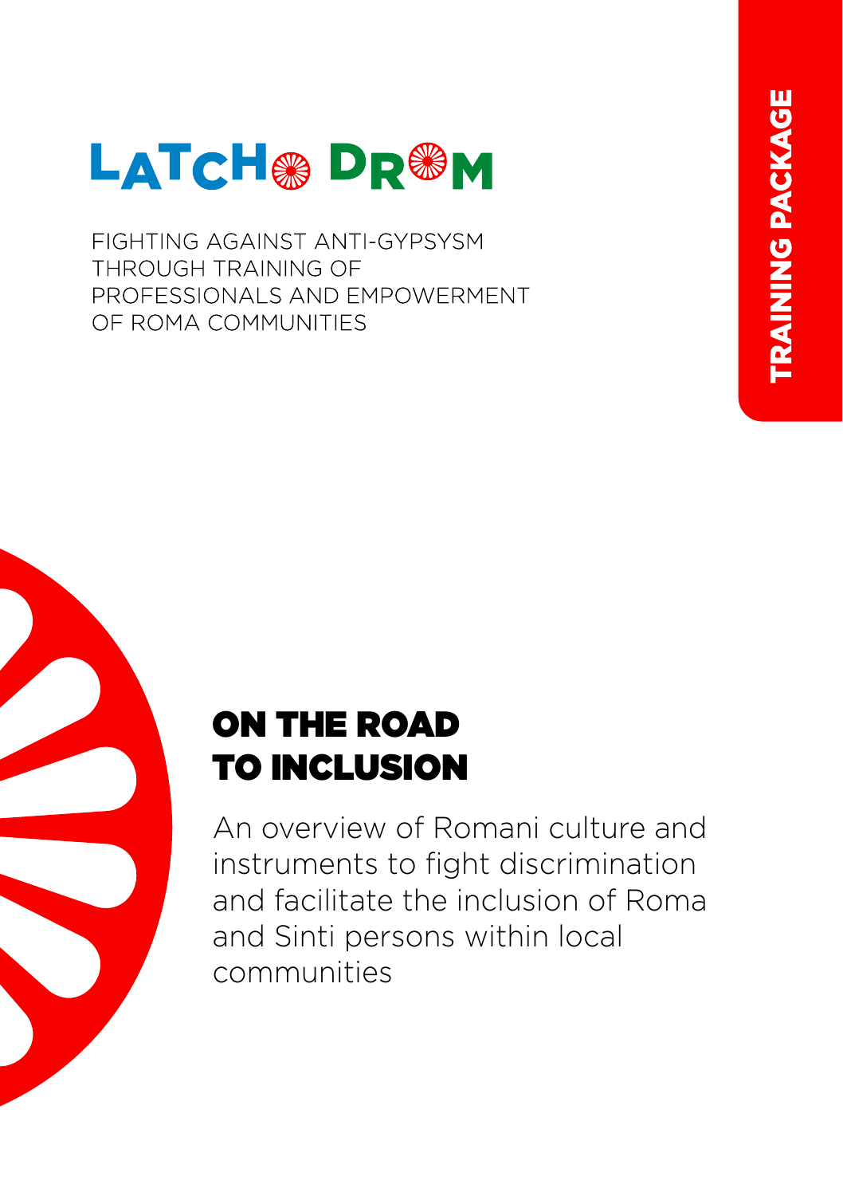TRAINING PACKAGE

# LATCHO DROM

FIGHTING AGAINST ANTI-GYPSYSM THROUGH TRAINING OF PROFESSIONALS AND EMPOWERMENT OF ROMA COMMUNITIES

## ON THE ROAD TO INCLUSION

An overview of Romani culture and instruments to fight discrimination and facilitate the inclusion of Roma and Sinti persons within local communities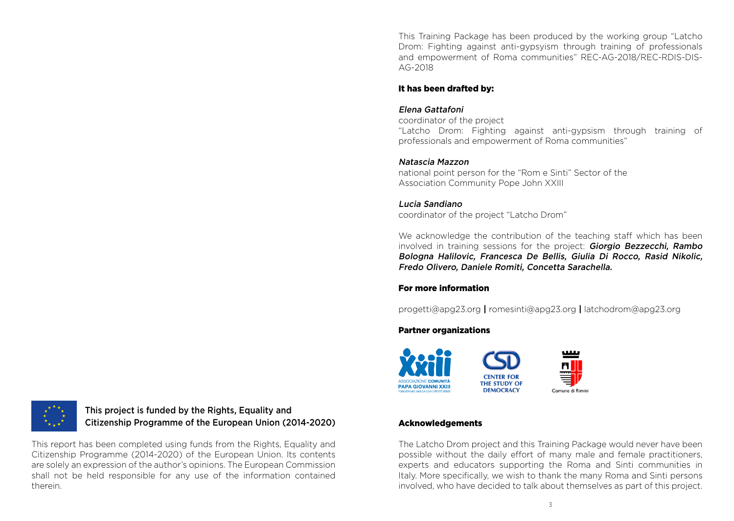This project is funded by the Rights, Equality and Citizenship Programme of the European Union (2014-2020)

This report has been completed using funds from the Rights, Equality and Citizenship Programme (2014-2020) of the European Union. Its contents are solely an expression of the author's opinions. The European Commission shall not be held responsible for any use of the information contained therein.

This Training Package has been produced by the working group "Latcho Drom: Fighting against anti-gypsyism through training of professionals and empowerment of Roma communities" REC-AG-2018/REC-RDIS-DIS-AG-2018

**It has been drafted by:**

*Elena Gattafoni*
coordinator of the project
"Latcho Drom: Fighting against anti-gypsism through training of professionals and empowerment of Roma communities"

*Natascia Mazzon*
national point person for the "Rom e Sinti" Sector of the Association Community Pope John XXIII

*Lucia Sandiano*
coordinator of the project "Latcho Drom"

We acknowledge the contribution of the teaching staff which has been involved in training sessions for the project: ***Giorgio Bezzecchi, Rambo Bologna Halilovic, Francesca De Bellis, Giulia Di Rocco, Rasid Nikolic, Fredo Olivero, Daniele Romiti, Concetta Sarachella.***

**For more information**

progetti@apg23.org | romesinti@apg23.org | latchodrom@apg23.org

**Partner organizations**

ASSOCIAZIONE COMUNITÀ PAPA GIOVANNI XXIII — CENTER FOR THE STUDY OF DEMOCRACY — Comune di Rimini

**Acknowledgements**

The Latcho Drom project and this Training Package would never have been possible without the daily effort of many male and female practitioners, experts and educators supporting the Roma and Sinti communities in Italy. More specifically, we wish to thank the many Roma and Sinti persons involved, who have decided to talk about themselves as part of this project.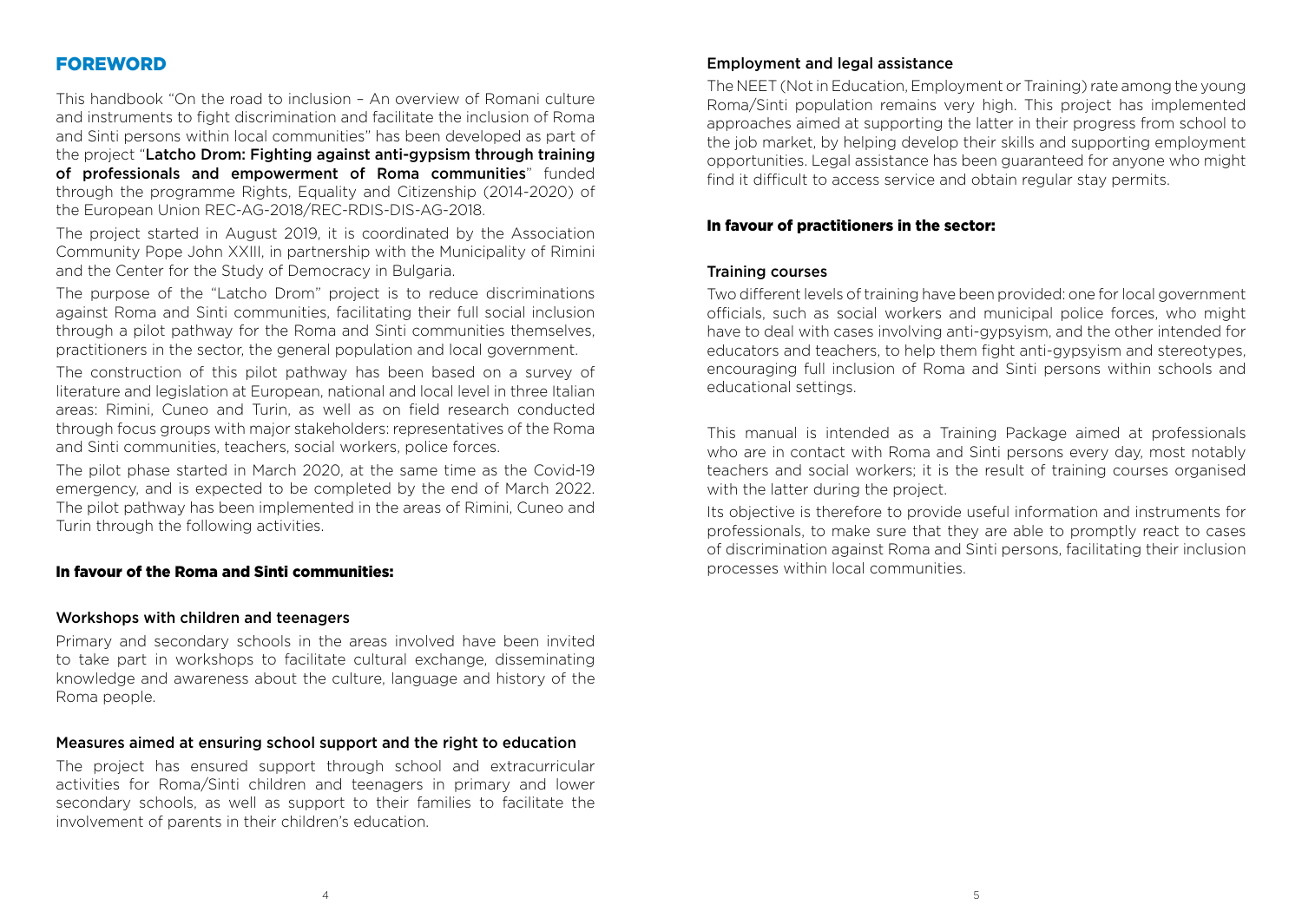## FOREWORD

This handbook "On the road to inclusion – An overview of Romani culture and instruments to fight discrimination and facilitate the inclusion of Roma and Sinti persons within local communities" has been developed as part of the project "**Latcho Drom: Fighting against anti-gypsism through training of professionals and empowerment of Roma communities**" funded through the programme Rights, Equality and Citizenship (2014-2020) of the European Union REC-AG-2018/REC-RDIS-DIS-AG-2018.

The project started in August 2019, it is coordinated by the Association Community Pope John XXIII, in partnership with the Municipality of Rimini and the Center for the Study of Democracy in Bulgaria.

The purpose of the "Latcho Drom" project is to reduce discriminations against Roma and Sinti communities, facilitating their full social inclusion through a pilot pathway for the Roma and Sinti communities themselves, practitioners in the sector, the general population and local government.

The construction of this pilot pathway has been based on a survey of literature and legislation at European, national and local level in three Italian areas: Rimini, Cuneo and Turin, as well as on field research conducted through focus groups with major stakeholders: representatives of the Roma and Sinti communities, teachers, social workers, police forces.

The pilot phase started in March 2020, at the same time as the Covid-19 emergency, and is expected to be completed by the end of March 2022. The pilot pathway has been implemented in the areas of Rimini, Cuneo and Turin through the following activities.

### In favour of the Roma and Sinti communities:

#### Workshops with children and teenagers

Primary and secondary schools in the areas involved have been invited to take part in workshops to facilitate cultural exchange, disseminating knowledge and awareness about the culture, language and history of the Roma people.

#### Measures aimed at ensuring school support and the right to education

The project has ensured support through school and extracurricular activities for Roma/Sinti children and teenagers in primary and lower secondary schools, as well as support to their families to facilitate the involvement of parents in their children's education.

#### Employment and legal assistance

The NEET (Not in Education, Employment or Training) rate among the young Roma/Sinti population remains very high. This project has implemented approaches aimed at supporting the latter in their progress from school to the job market, by helping develop their skills and supporting employment opportunities. Legal assistance has been guaranteed for anyone who might find it difficult to access service and obtain regular stay permits.

### In favour of practitioners in the sector:

#### Training courses

Two different levels of training have been provided: one for local government officials, such as social workers and municipal police forces, who might have to deal with cases involving anti-gypsyism, and the other intended for educators and teachers, to help them fight anti-gypsyism and stereotypes, encouraging full inclusion of Roma and Sinti persons within schools and educational settings.

This manual is intended as a Training Package aimed at professionals who are in contact with Roma and Sinti persons every day, most notably teachers and social workers; it is the result of training courses organised with the latter during the project.

Its objective is therefore to provide useful information and instruments for professionals, to make sure that they are able to promptly react to cases of discrimination against Roma and Sinti persons, facilitating their inclusion processes within local communities.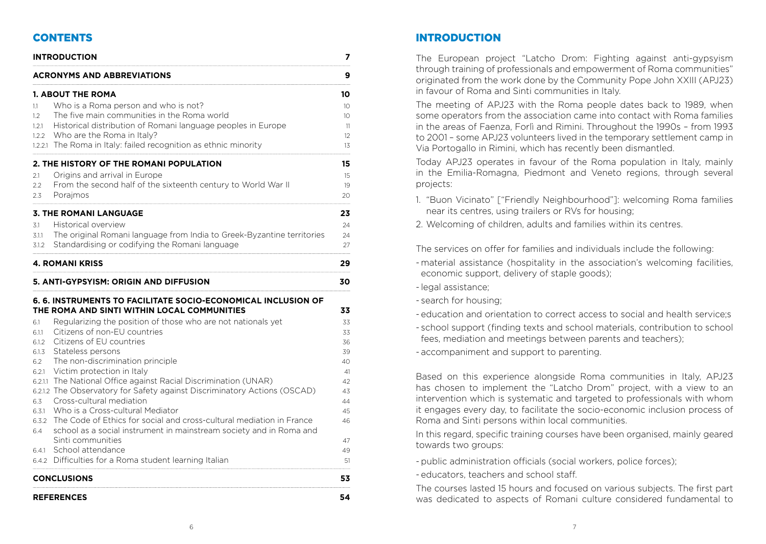# CONTENTS

| | | |
|---|---|---|
| **INTRODUCTION** | | **7** |
| **ACRONYMS AND ABBREVIATIONS** | | **9** |
| **1. ABOUT THE ROMA** | | **10** |
| 1.1 | Who is a Roma person and who is not? | 10 |
| 1.2 | The five main communities in the Roma world | 10 |
| 1.2.1 | Historical distribution of Romani language peoples in Europe | 11 |
| 1.2.2 | Who are the Roma in Italy? | 12 |
| 1.2.2.1 | The Roma in Italy: failed recognition as ethnic minority | 13 |
| **2. THE HISTORY OF THE ROMANI POPULATION** | | **15** |
| 2.1 | Origins and arrival in Europe | 15 |
| 2.2 | From the second half of the sixteenth century to World War II | 19 |
| 2.3 | Porajmos | 20 |
| **3. THE ROMANI LANGUAGE** | | **23** |
| 3.1 | Historical overview | 24 |
| 3.1.1 | The original Romani language from India to Greek-Byzantine territories | 24 |
| 3.1.2 | Standardising or codifying the Romani language | 27 |
| **4. ROMANI KRISS** | | **29** |
| **5. ANTI-GYPSYISM: ORIGIN AND DIFFUSION** | | **30** |
| **6. 6. INSTRUMENTS TO FACILITATE SOCIO-ECONOMICAL INCLUSION OF THE ROMA AND SINTI WITHIN LOCAL COMMUNITIES** | | **33** |
| 6.1 | Regularizing the position of those who are not nationals yet | 33 |
| 6.1.1 | Citizens of non-EU countries | 33 |
| 6.1.2 | Citizens of EU countries | 36 |
| 6.1.3 | Stateless persons | 39 |
| 6.2 | The non-discrimination principle | 40 |
| 6.2.1 | Victim protection in Italy | 41 |
| 6.2.1.1 | The National Office against Racial Discrimination (UNAR) | 42 |
| 6.2.1.2 | The Observatory for Safety against Discriminatory Actions (OSCAD) | 43 |
| 6.3 | Cross-cultural mediation | 44 |
| 6.3.1 | Who is a Cross-cultural Mediator | 45 |
| 6.3.2 | The Code of Ethics for social and cross-cultural mediation in France | 46 |
| 6.4 | school as a social instrument in mainstream society and in Roma and Sinti communities | 47 |
| 6.4.1 | School attendance | 49 |
| 6.4.2 | Difficulties for a Roma student learning Italian | 51 |
| **CONCLUSIONS** | | **53** |
| **REFERENCES** | | **54** |

# INTRODUCTION

The European project "Latcho Drom: Fighting against anti-gypsyism through training of professionals and empowerment of Roma communities" originated from the work done by the Community Pope John XXIII (APJ23) in favour of Roma and Sinti communities in Italy.

The meeting of APJ23 with the Roma people dates back to 1989, when some operators from the association came into contact with Roma families in the areas of Faenza, Forlì and Rimini. Throughout the 1990s – from 1993 to 2001 – some APJ23 volunteers lived in the temporary settlement camp in Via Portogallo in Rimini, which has recently been dismantled.

Today APJ23 operates in favour of the Roma population in Italy, mainly in the Emilia-Romagna, Piedmont and Veneto regions, through several projects:

1. "Buon Vicinato" ["Friendly Neighbourhood"]: welcoming Roma families near its centres, using trailers or RVs for housing;
2. Welcoming of children, adults and families within its centres.

The services on offer for families and individuals include the following:

- material assistance (hospitality in the association's welcoming facilities, economic support, delivery of staple goods);
- legal assistance;
- search for housing;
- education and orientation to correct access to social and health service;s
- school support (finding texts and school materials, contribution to school fees, mediation and meetings between parents and teachers);
- accompaniment and support to parenting.

Based on this experience alongside Roma communities in Italy, APJ23 has chosen to implement the "Latcho Drom" project, with a view to an intervention which is systematic and targeted to professionals with whom it engages every day, to facilitate the socio-economic inclusion process of Roma and Sinti persons within local communities.

In this regard, specific training courses have been organised, mainly geared towards two groups:

- public administration officials (social workers, police forces);
- educators, teachers and school staff.

The courses lasted 15 hours and focused on various subjects. The first part was dedicated to aspects of Romani culture considered fundamental to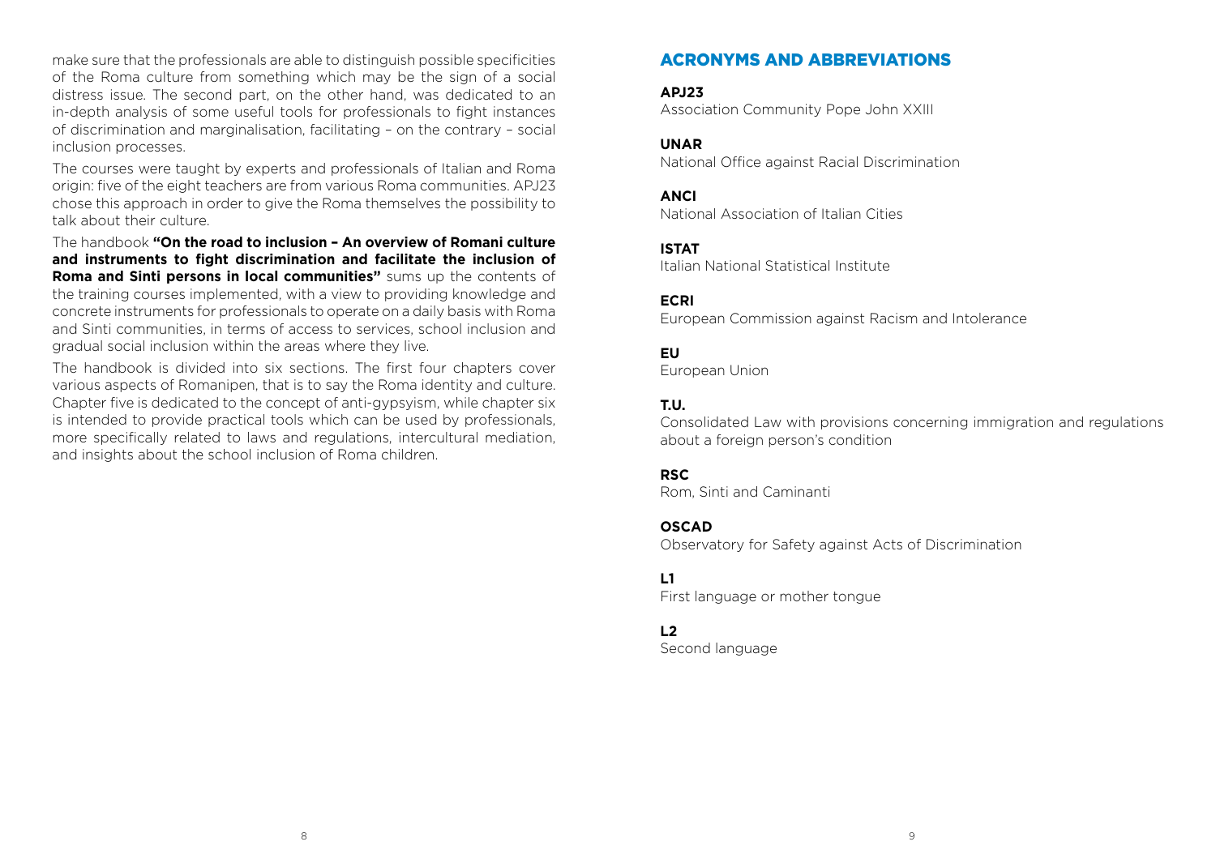make sure that the professionals are able to distinguish possible specificities of the Roma culture from something which may be the sign of a social distress issue. The second part, on the other hand, was dedicated to an in-depth analysis of some useful tools for professionals to fight instances of discrimination and marginalisation, facilitating – on the contrary – social inclusion processes.

The courses were taught by experts and professionals of Italian and Roma origin: five of the eight teachers are from various Roma communities. APJ23 chose this approach in order to give the Roma themselves the possibility to talk about their culture.

The handbook **"On the road to inclusion – An overview of Romani culture and instruments to fight discrimination and facilitate the inclusion of Roma and Sinti persons in local communities"** sums up the contents of the training courses implemented, with a view to providing knowledge and concrete instruments for professionals to operate on a daily basis with Roma and Sinti communities, in terms of access to services, school inclusion and gradual social inclusion within the areas where they live.

The handbook is divided into six sections. The first four chapters cover various aspects of Romanipen, that is to say the Roma identity and culture. Chapter five is dedicated to the concept of anti-gypsyism, while chapter six is intended to provide practical tools which can be used by professionals, more specifically related to laws and regulations, intercultural mediation, and insights about the school inclusion of Roma children.

## ACRONYMS AND ABBREVIATIONS

**APJ23**
Association Community Pope John XXIII

**UNAR**
National Office against Racial Discrimination

**ANCI**
National Association of Italian Cities

**ISTAT**
Italian National Statistical Institute

**ECRI**
European Commission against Racism and Intolerance

**EU**
European Union

**T.U.**
Consolidated Law with provisions concerning immigration and regulations about a foreign person's condition

**RSC**
Rom, Sinti and Caminanti

**OSCAD**
Observatory for Safety against Acts of Discrimination

**L1**
First language or mother tongue

**L2**
Second language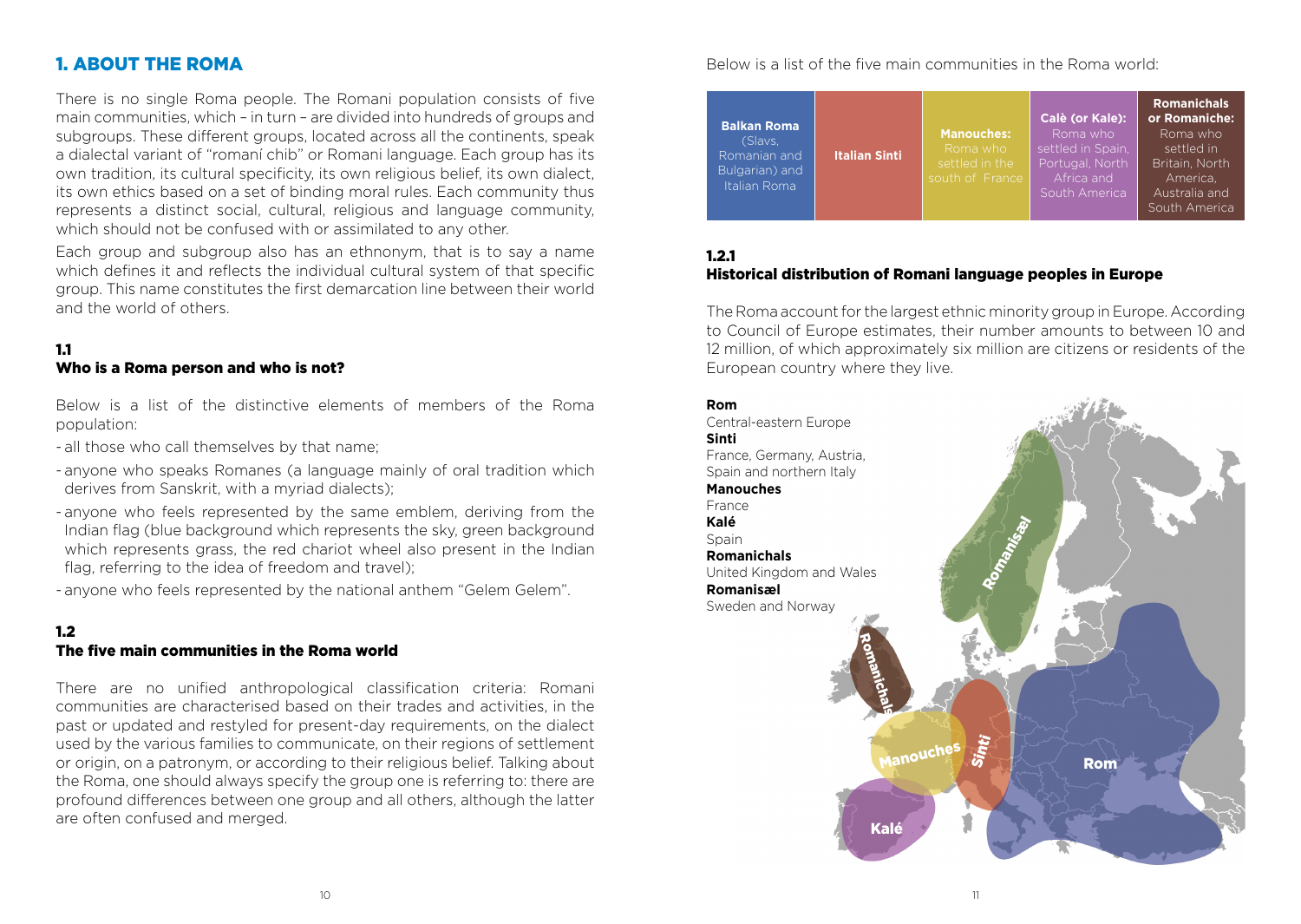## 1. ABOUT THE ROMA

There is no single Roma people. The Romani population consists of five main communities, which – in turn – are divided into hundreds of groups and subgroups. These different groups, located across all the continents, speak a dialectal variant of "romaní chib" or Romani language. Each group has its own tradition, its cultural specificity, its own religious belief, its own dialect, its own ethics based on a set of binding moral rules. Each community thus represents a distinct social, cultural, religious and language community, which should not be confused with or assimilated to any other.

Each group and subgroup also has an ethnonym, that is to say a name which defines it and reflects the individual cultural system of that specific group. This name constitutes the first demarcation line between their world and the world of others.

### 1.1
### Who is a Roma person and who is not?

Below is a list of the distinctive elements of members of the Roma population:

- all those who call themselves by that name;
- anyone who speaks Romanes (a language mainly of oral tradition which derives from Sanskrit, with a myriad dialects);
- anyone who feels represented by the same emblem, deriving from the Indian flag (blue background which represents the sky, green background which represents grass, the red chariot wheel also present in the Indian flag, referring to the idea of freedom and travel);
- anyone who feels represented by the national anthem "Gelem Gelem".

### 1.2
### The five main communities in the Roma world

There are no unified anthropological classification criteria: Romani communities are characterised based on their trades and activities, in the past or updated and restyled for present-day requirements, on the dialect used by the various families to communicate, on their regions of settlement or origin, on a patronym, or according to their religious belief. Talking about the Roma, one should always specify the group one is referring to: there are profound differences between one group and all others, although the latter are often confused and merged.

Below is a list of the five main communities in the Roma world:

| **Balkan Roma** (Slavs, Romanian and Bulgarian) and Italian Roma | **Italian Sinti** | **Manouches:** Roma who settled in the south of France | **Calè (or Kale):** Roma who settled in Spain, Portugal, North Africa and South America | **Romanichals or Romaniche:** Roma who settled in Britain, North America, Australia and South America |
|---|---|---|---|---|

### 1.2.1
### Historical distribution of Romani language peoples in Europe

The Roma account for the largest ethnic minority group in Europe. According to Council of Europe estimates, their number amounts to between 10 and 12 million, of which approximately six million are citizens or residents of the European country where they live.

**Rom**
Central-eastern Europe
**Sinti**
France, Germany, Austria, Spain and northern Italy
**Manouches**
France
**Kalé**
Spain
**Romanichals**
United Kingdom and Wales
**Romanisæl**
Sweden and Norway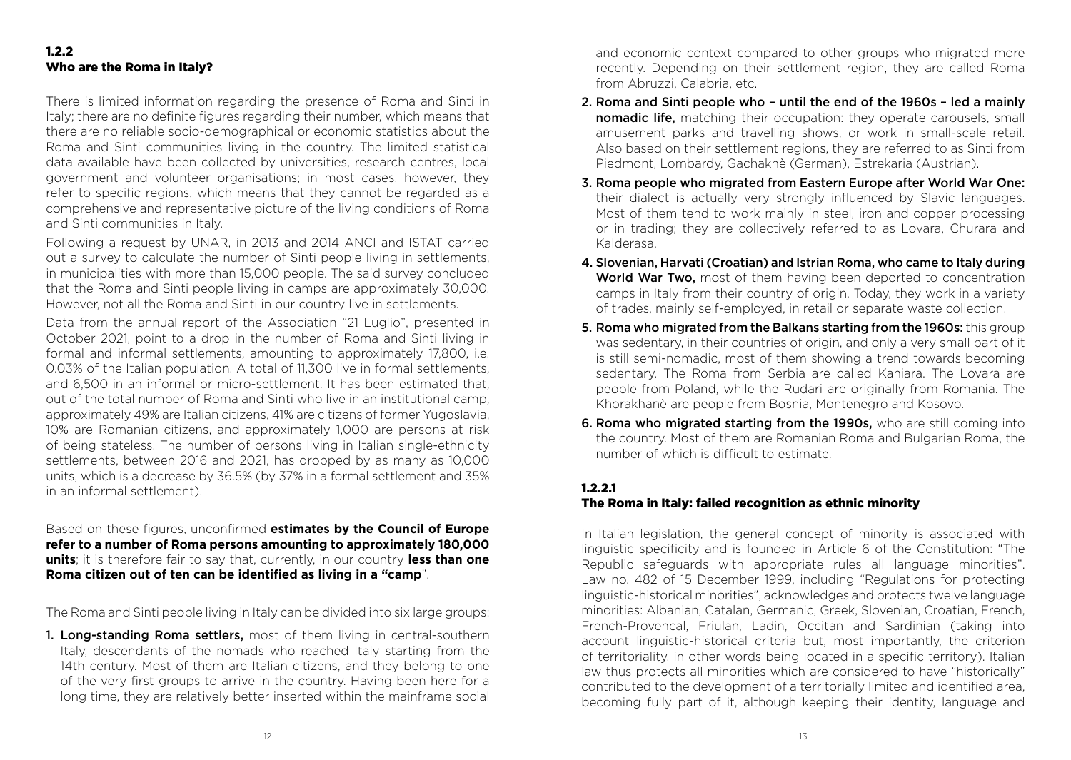### 1.2.2
### Who are the Roma in Italy?

There is limited information regarding the presence of Roma and Sinti in Italy; there are no definite figures regarding their number, which means that there are no reliable socio-demographical or economic statistics about the Roma and Sinti communities living in the country. The limited statistical data available have been collected by universities, research centres, local government and volunteer organisations; in most cases, however, they refer to specific regions, which means that they cannot be regarded as a comprehensive and representative picture of the living conditions of Roma and Sinti communities in Italy.

Following a request by UNAR, in 2013 and 2014 ANCI and ISTAT carried out a survey to calculate the number of Sinti people living in settlements, in municipalities with more than 15,000 people. The said survey concluded that the Roma and Sinti people living in camps are approximately 30,000. However, not all the Roma and Sinti in our country live in settlements.

Data from the annual report of the Association "21 Luglio", presented in October 2021, point to a drop in the number of Roma and Sinti living in formal and informal settlements, amounting to approximately 17,800, i.e. 0.03% of the Italian population. A total of 11,300 live in formal settlements, and 6,500 in an informal or micro-settlement. It has been estimated that, out of the total number of Roma and Sinti who live in an institutional camp, approximately 49% are Italian citizens, 41% are citizens of former Yugoslavia, 10% are Romanian citizens, and approximately 1,000 are persons at risk of being stateless. The number of persons living in Italian single-ethnicity settlements, between 2016 and 2021, has dropped by as many as 10,000 units, which is a decrease by 36.5% (by 37% in a formal settlement and 35% in an informal settlement).

Based on these figures, unconfirmed **estimates by the Council of Europe refer to a number of Roma persons amounting to approximately 180,000 units**; it is therefore fair to say that, currently, in our country **less than one Roma citizen out of ten can be identified as living in a "camp**".

The Roma and Sinti people living in Italy can be divided into six large groups:

1. **Long-standing Roma settlers,** most of them living in central-southern Italy, descendants of the nomads who reached Italy starting from the 14th century. Most of them are Italian citizens, and they belong to one of the very first groups to arrive in the country. Having been here for a long time, they are relatively better inserted within the mainframe social and economic context compared to other groups who migrated more recently. Depending on their settlement region, they are called Roma from Abruzzi, Calabria, etc.
2. **Roma and Sinti people who – until the end of the 1960s – led a mainly nomadic life,** matching their occupation: they operate carousels, small amusement parks and travelling shows, or work in small-scale retail. Also based on their settlement regions, they are referred to as Sinti from Piedmont, Lombardy, Gachaknè (German), Estrekaria (Austrian).
3. **Roma people who migrated from Eastern Europe after World War One:** their dialect is actually very strongly influenced by Slavic languages. Most of them tend to work mainly in steel, iron and copper processing or in trading; they are collectively referred to as Lovara, Churara and Kalderasa.
4. **Slovenian, Harvati (Croatian) and Istrian Roma, who came to Italy during World War Two,** most of them having been deported to concentration camps in Italy from their country of origin. Today, they work in a variety of trades, mainly self-employed, in retail or separate waste collection.
5. **Roma who migrated from the Balkans starting from the 1960s:** this group was sedentary, in their countries of origin, and only a very small part of it is still semi-nomadic, most of them showing a trend towards becoming sedentary. The Roma from Serbia are called Kaniara. The Lovara are people from Poland, while the Rudari are originally from Romania. The Khorakhanè are people from Bosnia, Montenegro and Kosovo.
6. **Roma who migrated starting from the 1990s,** who are still coming into the country. Most of them are Romanian Roma and Bulgarian Roma, the number of which is difficult to estimate.

#### 1.2.2.1
#### The Roma in Italy: failed recognition as ethnic minority

In Italian legislation, the general concept of minority is associated with linguistic specificity and is founded in Article 6 of the Constitution: "The Republic safeguards with appropriate rules all language minorities". Law no. 482 of 15 December 1999, including "Regulations for protecting linguistic-historical minorities", acknowledges and protects twelve language minorities: Albanian, Catalan, Germanic, Greek, Slovenian, Croatian, French, French-Provencal, Friulan, Ladin, Occitan and Sardinian (taking into account linguistic-historical criteria but, most importantly, the criterion of territoriality, in other words being located in a specific territory). Italian law thus protects all minorities which are considered to have "historically" contributed to the development of a territorially limited and identified area, becoming fully part of it, although keeping their identity, language and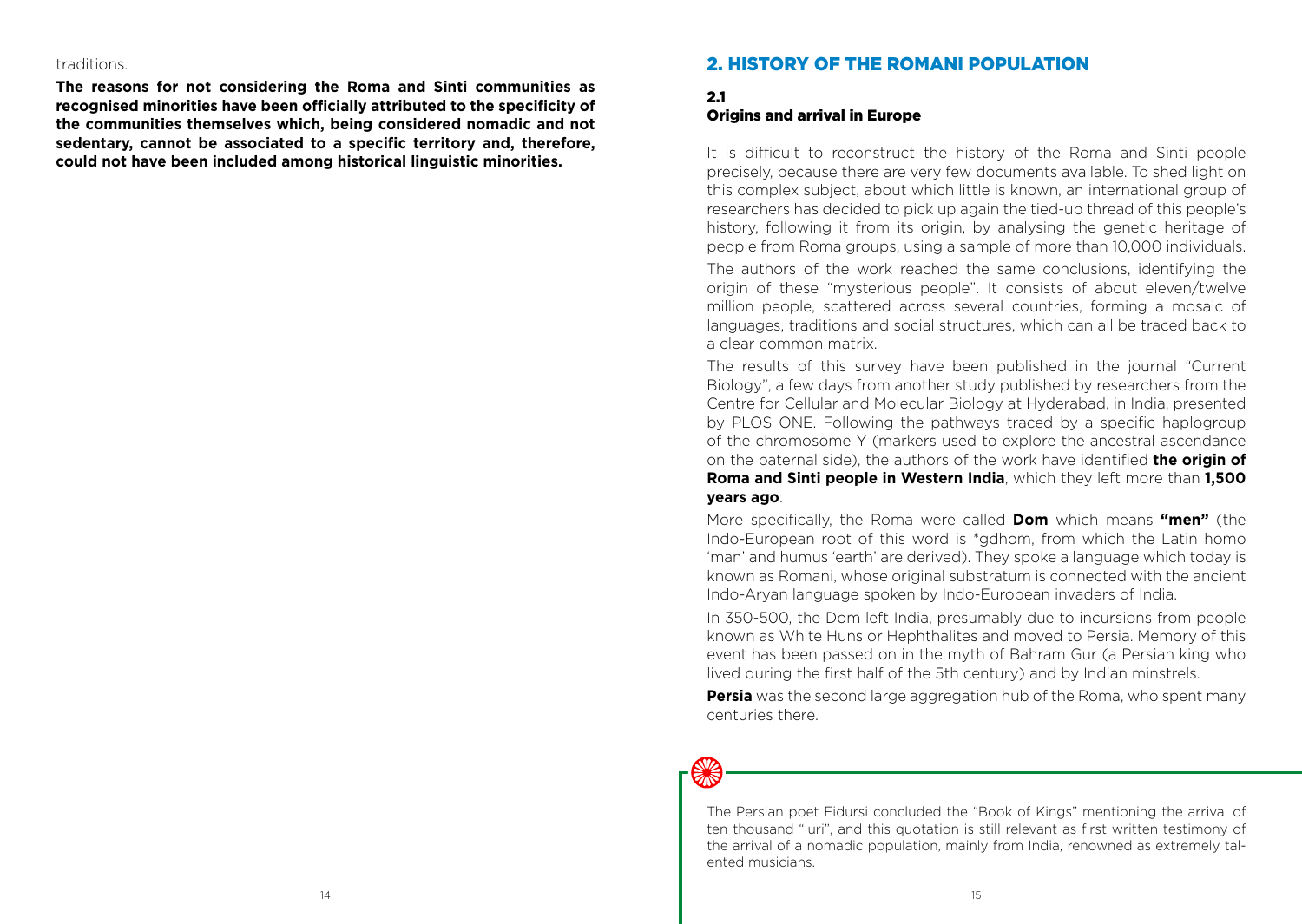traditions.

**The reasons for not considering the Roma and Sinti communities as recognised minorities have been officially attributed to the specificity of the communities themselves which, being considered nomadic and not sedentary, cannot be associated to a specific territory and, therefore, could not have been included among historical linguistic minorities.**

## 2. HISTORY OF THE ROMANI POPULATION

### 2.1 Origins and arrival in Europe

It is difficult to reconstruct the history of the Roma and Sinti people precisely, because there are very few documents available. To shed light on this complex subject, about which little is known, an international group of researchers has decided to pick up again the tied-up thread of this people's history, following it from its origin, by analysing the genetic heritage of people from Roma groups, using a sample of more than 10,000 individuals.

The authors of the work reached the same conclusions, identifying the origin of these "mysterious people". It consists of about eleven/twelve million people, scattered across several countries, forming a mosaic of languages, traditions and social structures, which can all be traced back to a clear common matrix.

The results of this survey have been published in the journal "Current Biology", a few days from another study published by researchers from the Centre for Cellular and Molecular Biology at Hyderabad, in India, presented by PLOS ONE. Following the pathways traced by a specific haplogroup of the chromosome Y (markers used to explore the ancestral ascendance on the paternal side), the authors of the work have identified **the origin of Roma and Sinti people in Western India**, which they left more than **1,500 years ago**.

More specifically, the Roma were called **Dom** which means **"men"** (the Indo-European root of this word is *gdhom, from which the Latin homo 'man' and humus 'earth' are derived). They spoke a language which today is known as Romani, whose original substratum is connected with the ancient Indo-Aryan language spoken by Indo-European invaders of India.

In 350-500, the Dom left India, presumably due to incursions from people known as White Huns or Hephthalites and moved to Persia. Memory of this event has been passed on in the myth of Bahram Gur (a Persian king who lived during the first half of the 5th century) and by Indian minstrels.

**Persia** was the second large aggregation hub of the Roma, who spent many centuries there.

The Persian poet Fidursi concluded the "Book of Kings" mentioning the arrival of ten thousand "luri", and this quotation is still relevant as first written testimony of the arrival of a nomadic population, mainly from India, renowned as extremely talented musicians.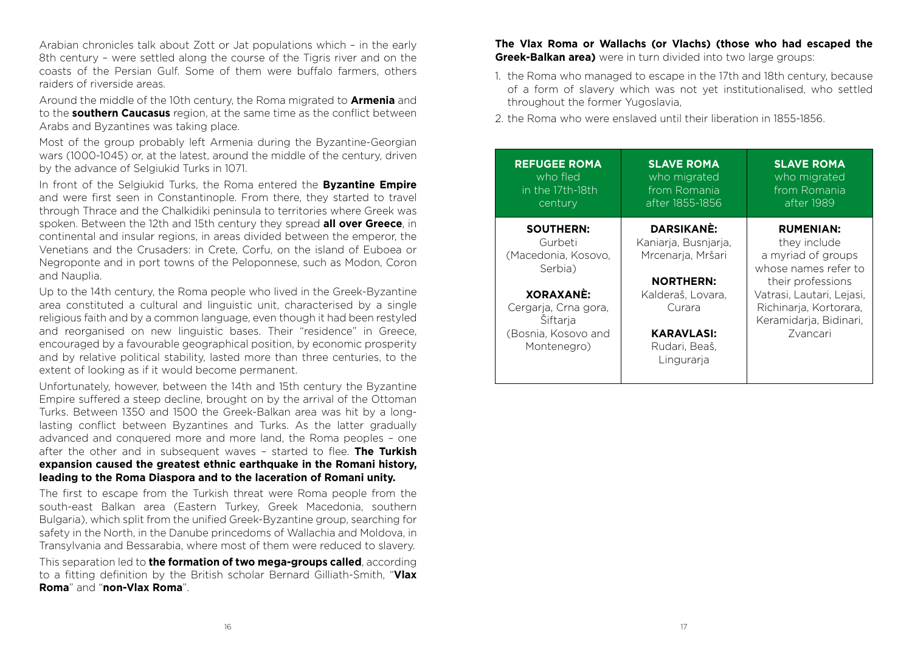Arabian chronicles talk about Zott or Jat populations which – in the early 8th century – were settled along the course of the Tigris river and on the coasts of the Persian Gulf. Some of them were buffalo farmers, others raiders of riverside areas.

Around the middle of the 10th century, the Roma migrated to **Armenia** and to the **southern Caucasus** region, at the same time as the conflict between Arabs and Byzantines was taking place.

Most of the group probably left Armenia during the Byzantine-Georgian wars (1000-1045) or, at the latest, around the middle of the century, driven by the advance of Selgiukid Turks in 1071.

In front of the Selgiukid Turks, the Roma entered the **Byzantine Empire** and were first seen in Constantinople. From there, they started to travel through Thrace and the Chalkidiki peninsula to territories where Greek was spoken. Between the 12th and 15th century they spread **all over Greece**, in continental and insular regions, in areas divided between the emperor, the Venetians and the Crusaders: in Crete, Corfu, on the island of Euboea or Negroponte and in port towns of the Peloponnese, such as Modon, Coron and Nauplia.

Up to the 14th century, the Roma people who lived in the Greek-Byzantine area constituted a cultural and linguistic unit, characterised by a single religious faith and by a common language, even though it had been restyled and reorganised on new linguistic bases. Their "residence" in Greece, encouraged by a favourable geographical position, by economic prosperity and by relative political stability, lasted more than three centuries, to the extent of looking as if it would become permanent.

Unfortunately, however, between the 14th and 15th century the Byzantine Empire suffered a steep decline, brought on by the arrival of the Ottoman Turks. Between 1350 and 1500 the Greek-Balkan area was hit by a long-lasting conflict between Byzantines and Turks. As the latter gradually advanced and conquered more and more land, the Roma peoples – one after the other and in subsequent waves – started to flee. **The Turkish expansion caused the greatest ethnic earthquake in the Romani history, leading to the Roma Diaspora and to the laceration of Romani unity.**

The first to escape from the Turkish threat were Roma people from the south-east Balkan area (Eastern Turkey, Greek Macedonia, southern Bulgaria), which split from the unified Greek-Byzantine group, searching for safety in the North, in the Danube princedoms of Wallachia and Moldova, in Transylvania and Bessarabia, where most of them were reduced to slavery.

This separation led to **the formation of two mega-groups called**, according to a fitting definition by the British scholar Bernard Gilliath-Smith, "**Vlax Roma**" and "**non-Vlax Roma**".

**The Vlax Roma or Wallachs (or Vlachs) (those who had escaped the Greek-Balkan area)** were in turn divided into two large groups:

1. the Roma who managed to escape in the 17th and 18th century, because of a form of slavery which was not yet institutionalised, who settled throughout the former Yugoslavia,
2. the Roma who were enslaved until their liberation in 1855-1856.

| **REFUGEE ROMA** who fled in the 17th-18th century | **SLAVE ROMA** who migrated from Romania after 1855-1856 | **SLAVE ROMA** who migrated from Romania after 1989 |
|---|---|---|
| **SOUTHERN:** Gurbeti (Macedonia, Kosovo, Serbia)<br><br>**XORAXANÈ:** Cergarja, Crna gora, Šiftarja (Bosnia, Kosovo and Montenegro) | **DARSIKANÈ:** Kaniarja, Busnjarja, Mrcenarja, Mršari<br><br>**NORTHERN:** Kalderaš, Lovara, Curara<br><br>**KARAVLASI:** Rudari, Beaš, Lingurarja | **RUMENIAN:** they include a myriad of groups whose names refer to their professions Vatrasi, Lautari, Lejasi, Richinarja, Kortorara, Keramidarja, Bidinari, Zvancari |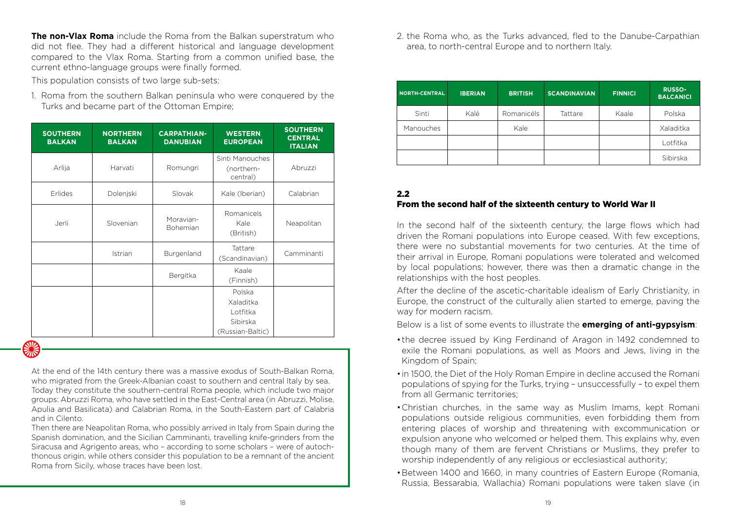**The non-Vlax Roma** include the Roma from the Balkan superstratum who did not flee. They had a different historical and language development compared to the Vlax Roma. Starting from a common unified base, the current ethno-language groups were finally formed.

This population consists of two large sub-sets:

1. Roma from the southern Balkan peninsula who were conquered by the Turks and became part of the Ottoman Empire;

| SOUTHERN BALKAN | NORTHERN BALKAN | CARPATHIAN-DANUBIAN | WESTERN EUROPEAN | SOUTHERN CENTRAL ITALIAN |
|---|---|---|---|---|
| Arlija | Harvati | Romungri | Sinti Manouches (northern-central) | Abruzzi |
| Erlides | Dolenjski | Slovak | Kale (Iberian) | Calabrian |
| Jerli | Slovenian | Moravian-Bohemian | Romanicels Kale (British) | Neapolitan |
| | Istrian | Burgenland | Tattare (Scandinavian) | Camminanti |
| | | Bergitka | Kaale (Finnish) | |
| | | | Polska Xaladitka Lotfitka Sibirska (Russian-Baltic) | |

At the end of the 14th century there was a massive exodus of South-Balkan Roma, who migrated from the Greek-Albanian coast to southern and central Italy by sea. Today they constitute the southern-central Roma people, which include two major groups: Abruzzi Roma, who have settled in the East-Central area (in Abruzzi, Molise, Apulia and Basilicata) and Calabrian Roma, in the South-Eastern part of Calabria and in Cilento.

Then there are Neapolitan Roma, who possibly arrived in Italy from Spain during the Spanish domination, and the Sicilian Camminanti, travelling knife-grinders from the Siracusa and Agrigento areas, who – according to some scholars – were of autochthonous origin, while others consider this population to be a remnant of the ancient Roma from Sicily, whose traces have been lost.

2. the Roma who, as the Turks advanced, fled to the Danube-Carpathian area, to north-central Europe and to northern Italy.

| NORTH-CENTRAL | IBERIAN | BRITISH | SCANDINAVIAN | FINNICI | RUSSO-BALCANICI |
|---|---|---|---|---|---|
| Sinti | Kalé | Romanicéls | Tattare | Kaale | Polska |
| Manouches | | Kale | | | Xaladitka |
| | | | | | Lotfitka |
| | | | | | Sibirska |

## 2.2 From the second half of the sixteenth century to World War II

In the second half of the sixteenth century, the large flows which had driven the Romani populations into Europe ceased. With few exceptions, there were no substantial movements for two centuries. At the time of their arrival in Europe, Romani populations were tolerated and welcomed by local populations; however, there was then a dramatic change in the relationships with the host peoples.

After the decline of the ascetic-charitable idealism of Early Christianity, in Europe, the construct of the culturally alien started to emerge, paving the way for modern racism.

Below is a list of some events to illustrate the **emerging of anti-gypsyism**:

- the decree issued by King Ferdinand of Aragon in 1492 condemned to exile the Romani populations, as well as Moors and Jews, living in the Kingdom of Spain;
- in 1500, the Diet of the Holy Roman Empire in decline accused the Romani populations of spying for the Turks, trying – unsuccessfully – to expel them from all Germanic territories;
- Christian churches, in the same way as Muslim Imams, kept Romani populations outside religious communities, even forbidding them from entering places of worship and threatening with excommunication or expulsion anyone who welcomed or helped them. This explains why, even though many of them are fervent Christians or Muslims, they prefer to worship independently of any religious or ecclesiastical authority;
- Between 1400 and 1660, in many countries of Eastern Europe (Romania, Russia, Bessarabia, Wallachia) Romani populations were taken slave (in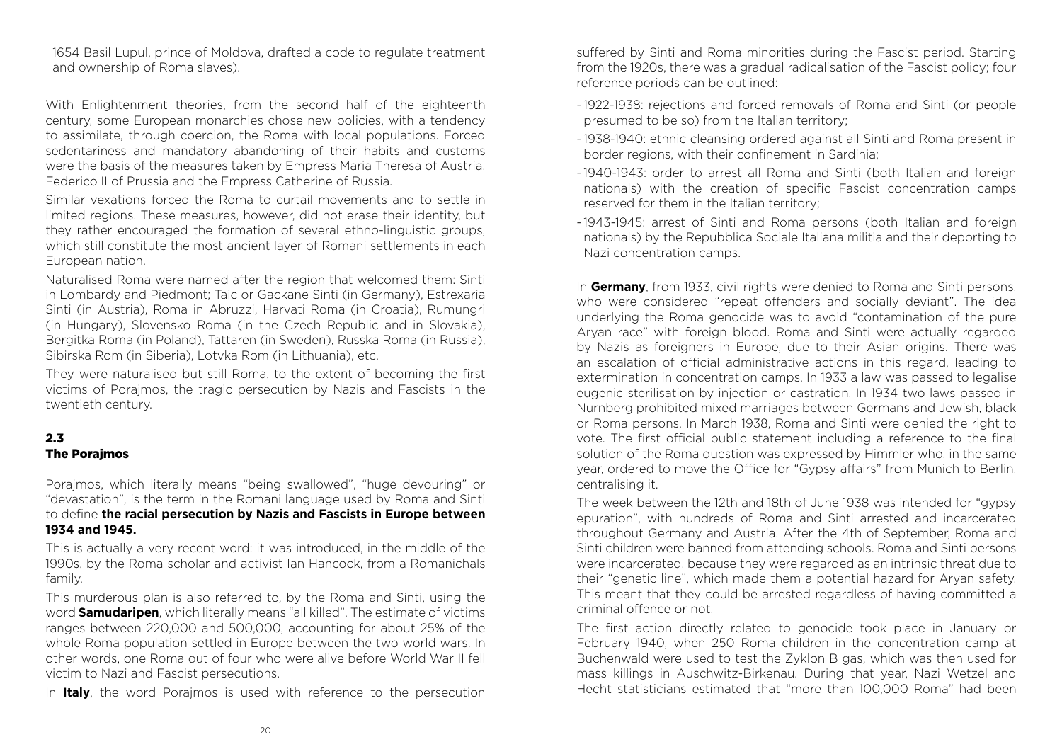1654 Basil Lupul, prince of Moldova, drafted a code to regulate treatment and ownership of Roma slaves).

With Enlightenment theories, from the second half of the eighteenth century, some European monarchies chose new policies, with a tendency to assimilate, through coercion, the Roma with local populations. Forced sedentariness and mandatory abandoning of their habits and customs were the basis of the measures taken by Empress Maria Theresa of Austria, Federico II of Prussia and the Empress Catherine of Russia.

Similar vexations forced the Roma to curtail movements and to settle in limited regions. These measures, however, did not erase their identity, but they rather encouraged the formation of several ethno-linguistic groups, which still constitute the most ancient layer of Romani settlements in each European nation.

Naturalised Roma were named after the region that welcomed them: Sinti in Lombardy and Piedmont; Taic or Gackane Sinti (in Germany), Estrexaria Sinti (in Austria), Roma in Abruzzi, Harvati Roma (in Croatia), Rumungri (in Hungary), Slovensko Roma (in the Czech Republic and in Slovakia), Bergitka Roma (in Poland), Tattaren (in Sweden), Russka Roma (in Russia), Sibirska Rom (in Siberia), Lotvka Rom (in Lithuania), etc.

They were naturalised but still Roma, to the extent of becoming the first victims of Porajmos, the tragic persecution by Nazis and Fascists in the twentieth century.

## 2.3
## The Porajmos

Porajmos, which literally means "being swallowed", "huge devouring" or "devastation", is the term in the Romani language used by Roma and Sinti to define **the racial persecution by Nazis and Fascists in Europe between 1934 and 1945.**

This is actually a very recent word: it was introduced, in the middle of the 1990s, by the Roma scholar and activist Ian Hancock, from a Romanichals family.

This murderous plan is also referred to, by the Roma and Sinti, using the word **Samudaripen**, which literally means "all killed". The estimate of victims ranges between 220,000 and 500,000, accounting for about 25% of the whole Roma population settled in Europe between the two world wars. In other words, one Roma out of four who were alive before World War II fell victim to Nazi and Fascist persecutions.

In **Italy**, the word Porajmos is used with reference to the persecution suffered by Sinti and Roma minorities during the Fascist period. Starting from the 1920s, there was a gradual radicalisation of the Fascist policy; four reference periods can be outlined:

- 1922-1938: rejections and forced removals of Roma and Sinti (or people presumed to be so) from the Italian territory;
- 1938-1940: ethnic cleansing ordered against all Sinti and Roma present in border regions, with their confinement in Sardinia;
- 1940-1943: order to arrest all Roma and Sinti (both Italian and foreign nationals) with the creation of specific Fascist concentration camps reserved for them in the Italian territory;
- 1943-1945: arrest of Sinti and Roma persons (both Italian and foreign nationals) by the Repubblica Sociale Italiana militia and their deporting to Nazi concentration camps.

In **Germany**, from 1933, civil rights were denied to Roma and Sinti persons, who were considered "repeat offenders and socially deviant". The idea underlying the Roma genocide was to avoid "contamination of the pure Aryan race" with foreign blood. Roma and Sinti were actually regarded by Nazis as foreigners in Europe, due to their Asian origins. There was an escalation of official administrative actions in this regard, leading to extermination in concentration camps. In 1933 a law was passed to legalise eugenic sterilisation by injection or castration. In 1934 two laws passed in Nurnberg prohibited mixed marriages between Germans and Jewish, black or Roma persons. In March 1938, Roma and Sinti were denied the right to vote. The first official public statement including a reference to the final solution of the Roma question was expressed by Himmler who, in the same year, ordered to move the Office for "Gypsy affairs" from Munich to Berlin, centralising it.

The week between the 12th and 18th of June 1938 was intended for "gypsy epuration", with hundreds of Roma and Sinti arrested and incarcerated throughout Germany and Austria. After the 4th of September, Roma and Sinti children were banned from attending schools. Roma and Sinti persons were incarcerated, because they were regarded as an intrinsic threat due to their "genetic line", which made them a potential hazard for Aryan safety. This meant that they could be arrested regardless of having committed a criminal offence or not.

The first action directly related to genocide took place in January or February 1940, when 250 Roma children in the concentration camp at Buchenwald were used to test the Zyklon B gas, which was then used for mass killings in Auschwitz-Birkenau. During that year, Nazi Wetzel and Hecht statisticians estimated that "more than 100,000 Roma" had been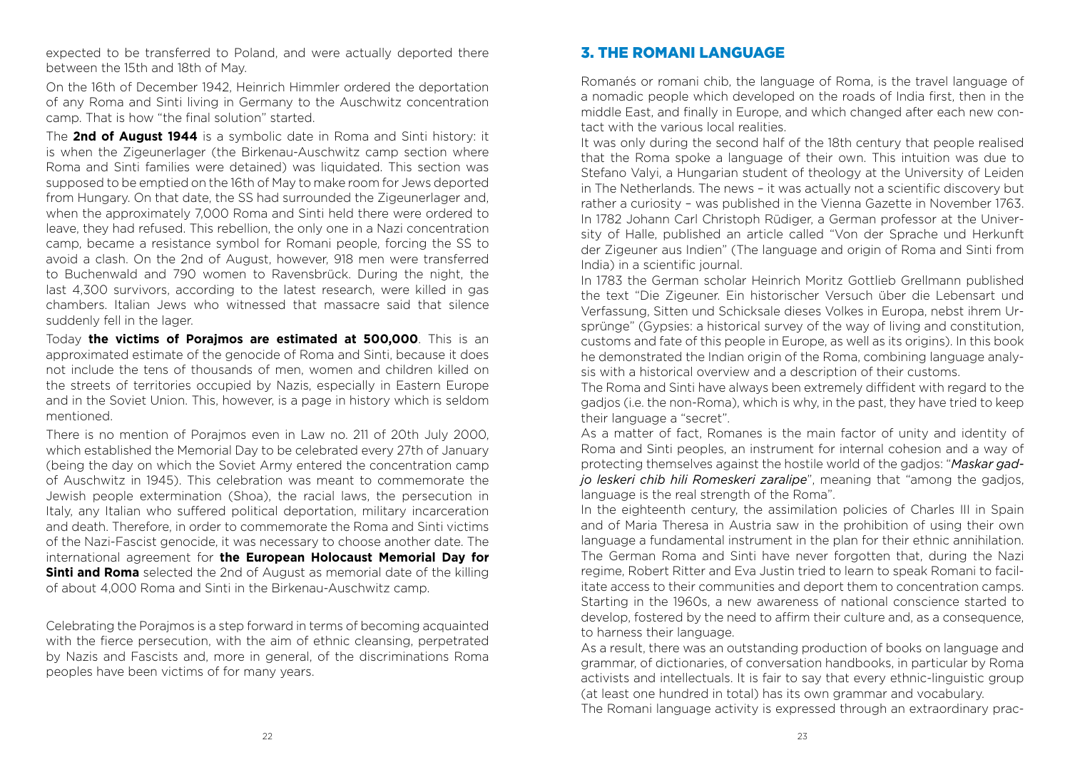expected to be transferred to Poland, and were actually deported there between the 15th and 18th of May.

On the 16th of December 1942, Heinrich Himmler ordered the deportation of any Roma and Sinti living in Germany to the Auschwitz concentration camp. That is how "the final solution" started.

The **2nd of August 1944** is a symbolic date in Roma and Sinti history: it is when the Zigeunerlager (the Birkenau-Auschwitz camp section where Roma and Sinti families were detained) was liquidated. This section was supposed to be emptied on the 16th of May to make room for Jews deported from Hungary. On that date, the SS had surrounded the Zigeunerlager and, when the approximately 7,000 Roma and Sinti held there were ordered to leave, they had refused. This rebellion, the only one in a Nazi concentration camp, became a resistance symbol for Romani people, forcing the SS to avoid a clash. On the 2nd of August, however, 918 men were transferred to Buchenwald and 790 women to Ravensbrück. During the night, the last 4,300 survivors, according to the latest research, were killed in gas chambers. Italian Jews who witnessed that massacre said that silence suddenly fell in the lager.

Today **the victims of Porajmos are estimated at 500,000**. This is an approximated estimate of the genocide of Roma and Sinti, because it does not include the tens of thousands of men, women and children killed on the streets of territories occupied by Nazis, especially in Eastern Europe and in the Soviet Union. This, however, is a page in history which is seldom mentioned.

There is no mention of Porajmos even in Law no. 211 of 20th July 2000, which established the Memorial Day to be celebrated every 27th of January (being the day on which the Soviet Army entered the concentration camp of Auschwitz in 1945). This celebration was meant to commemorate the Jewish people extermination (Shoa), the racial laws, the persecution in Italy, any Italian who suffered political deportation, military incarceration and death. Therefore, in order to commemorate the Roma and Sinti victims of the Nazi-Fascist genocide, it was necessary to choose another date. The international agreement for **the European Holocaust Memorial Day for Sinti and Roma** selected the 2nd of August as memorial date of the killing of about 4,000 Roma and Sinti in the Birkenau-Auschwitz camp.

Celebrating the Porajmos is a step forward in terms of becoming acquainted with the fierce persecution, with the aim of ethnic cleansing, perpetrated by Nazis and Fascists and, more in general, of the discriminations Roma peoples have been victims of for many years.

## 3. THE ROMANI LANGUAGE

Romanés or romani chib, the language of Roma, is the travel language of a nomadic people which developed on the roads of India first, then in the middle East, and finally in Europe, and which changed after each new contact with the various local realities.

It was only during the second half of the 18th century that people realised that the Roma spoke a language of their own. This intuition was due to Stefano Valyi, a Hungarian student of theology at the University of Leiden in The Netherlands. The news – it was actually not a scientific discovery but rather a curiosity – was published in the Vienna Gazette in November 1763. In 1782 Johann Carl Christoph Rüdiger, a German professor at the University of Halle, published an article called "Von der Sprache und Herkunft der Zigeuner aus Indien" (The language and origin of Roma and Sinti from India) in a scientific journal.

In 1783 the German scholar Heinrich Moritz Gottlieb Grellmann published the text "Die Zigeuner. Ein historischer Versuch über die Lebensart und Verfassung, Sitten und Schicksale dieses Volkes in Europa, nebst ihrem Ursprünge" (Gypsies: a historical survey of the way of living and constitution, customs and fate of this people in Europe, as well as its origins). In this book he demonstrated the Indian origin of the Roma, combining language analysis with a historical overview and a description of their customs.

The Roma and Sinti have always been extremely diffident with regard to the gadjos (i.e. the non-Roma), which is why, in the past, they have tried to keep their language a "secret".

As a matter of fact, Romanes is the main factor of unity and identity of Roma and Sinti peoples, an instrument for internal cohesion and a way of protecting themselves against the hostile world of the gadjos: "*Maskar gadjo leskeri chib hili Romeskeri zaralipe*", meaning that "among the gadjos, language is the real strength of the Roma".

In the eighteenth century, the assimilation policies of Charles III in Spain and of Maria Theresa in Austria saw in the prohibition of using their own language a fundamental instrument in the plan for their ethnic annihilation. The German Roma and Sinti have never forgotten that, during the Nazi regime, Robert Ritter and Eva Justin tried to learn to speak Romani to facilitate access to their communities and deport them to concentration camps. Starting in the 1960s, a new awareness of national conscience started to develop, fostered by the need to affirm their culture and, as a consequence, to harness their language.

As a result, there was an outstanding production of books on language and grammar, of dictionaries, of conversation handbooks, in particular by Roma activists and intellectuals. It is fair to say that every ethnic-linguistic group (at least one hundred in total) has its own grammar and vocabulary.

The Romani language activity is expressed through an extraordinary prac-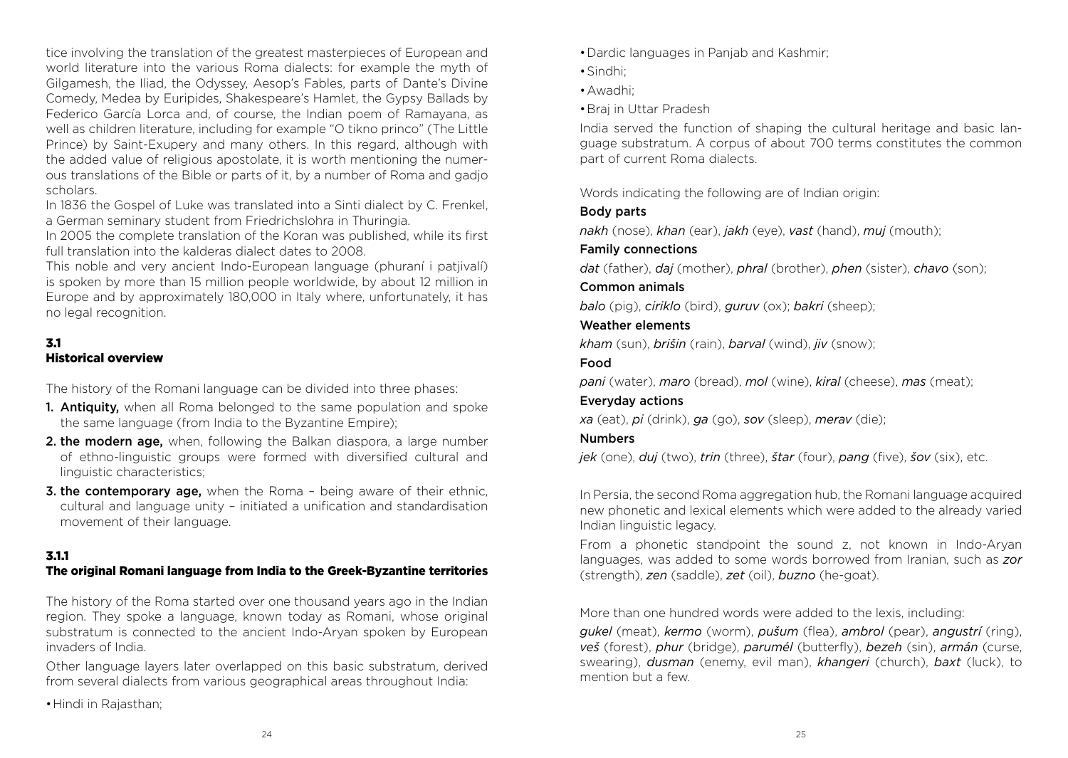tice involving the translation of the greatest masterpieces of European and world literature into the various Roma dialects: for example the myth of Gilgamesh, the Iliad, the Odyssey, Aesop's Fables, parts of Dante's Divine Comedy, Medea by Euripides, Shakespeare's Hamlet, the Gypsy Ballads by Federico García Lorca and, of course, the Indian poem of Ramayana, as well as children literature, including for example "O tikno princo" (The Little Prince) by Saint-Exupery and many others. In this regard, although with the added value of religious apostolate, it is worth mentioning the numerous translations of the Bible or parts of it, by a number of Roma and gadjo scholars.

In 1836 the Gospel of Luke was translated into a Sinti dialect by C. Frenkel, a German seminary student from Friedrichslohra in Thuringia.

In 2005 the complete translation of the Koran was published, while its first full translation into the kalderas dialect dates to 2008.

This noble and very ancient Indo-European language (phuraní i patjivalí) is spoken by more than 15 million people worldwide, by about 12 million in Europe and by approximately 180,000 in Italy where, unfortunately, it has no legal recognition.

## 3.1 Historical overview

The history of the Romani language can be divided into three phases:

1. **Antiquity,** when all Roma belonged to the same population and spoke the same language (from India to the Byzantine Empire);
2. **the modern age,** when, following the Balkan diaspora, a large number of ethno-linguistic groups were formed with diversified cultural and linguistic characteristics;
3. **the contemporary age,** when the Roma – being aware of their ethnic, cultural and language unity – initiated a unification and standardisation movement of their language.

### 3.1.1 The original Romani language from India to the Greek-Byzantine territories

The history of the Roma started over one thousand years ago in the Indian region. They spoke a language, known today as Romani, whose original substratum is connected to the ancient Indo-Aryan spoken by European invaders of India.

Other language layers later overlapped on this basic substratum, derived from several dialects from various geographical areas throughout India:

- Hindi in Rajasthan;
- Dardic languages in Panjab and Kashmir;
- Sindhi;
- Awadhi;
- Braj in Uttar Pradesh

India served the function of shaping the cultural heritage and basic language substratum. A corpus of about 700 terms constitutes the common part of current Roma dialects.

Words indicating the following are of Indian origin:

**Body parts**

*nakh* (nose), *khan* (ear), *jakh* (eye), *vast* (hand), *muj* (mouth);

**Family connections**

*dat* (father), *daj* (mother), *phral* (brother), *phen* (sister), *chavo* (son);

**Common animals**

*balo* (pig), *ciriklo* (bird), *guruv* (ox); *bakri* (sheep);

**Weather elements**

*kham* (sun), *brišin* (rain), *barval* (wind), *jiv* (snow);

**Food**

*pani* (water), *maro* (bread), *mol* (wine), *kiral* (cheese), *mas* (meat);

**Everyday actions**

*xa* (eat), *pi* (drink), *ga* (go), *sov* (sleep), *merav* (die);

**Numbers**

*jek* (one), *duj* (two), *trin* (three), *štar* (four), *pang* (five), *šov* (six), etc.

In Persia, the second Roma aggregation hub, the Romani language acquired new phonetic and lexical elements which were added to the already varied Indian linguistic legacy.

From a phonetic standpoint the sound z, not known in Indo-Aryan languages, was added to some words borrowed from Iranian, such as *zor* (strength), *zen* (saddle), *zet* (oil), *buzno* (he-goat).

More than one hundred words were added to the lexis, including:

*gukel* (meat), *kermo* (worm), *pušum* (flea), *ambrol* (pear), *angustrí* (ring), *veš* (forest), *phur* (bridge), *paruměl* (butterfly), *bezeh* (sin), *armán* (curse, swearing), *dusman* (enemy, evil man), *khangeri* (church), *baxt* (luck), to mention but a few.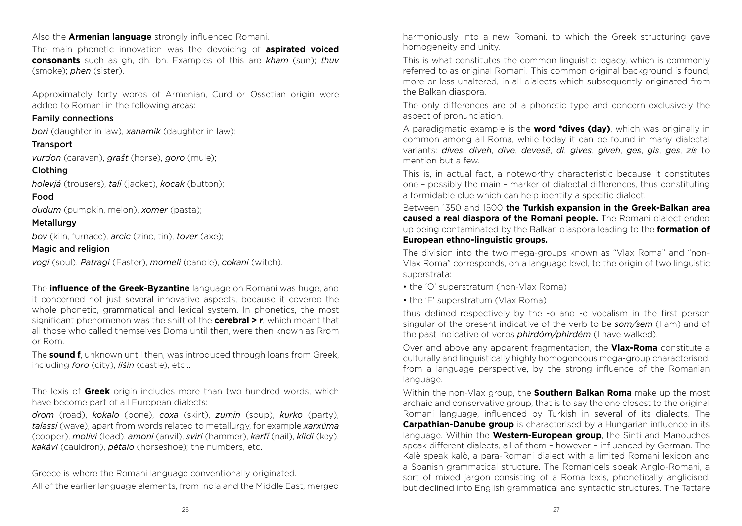Also the **Armenian language** strongly influenced Romani.

The main phonetic innovation was the devoicing of **aspirated voiced consonants** such as gh, dh, bh. Examples of this are *kham* (sun); *thuv* (smoke); *phen* (sister).

Approximately forty words of Armenian, Curd or Ossetian origin were added to Romani in the following areas:

Family connections

*bori* (daughter in law), *xanamik* (daughter in law);

Transport

*vurdon* (caravan), *grašt* (horse), *goro* (mule);

Clothing

*holevjá* (trousers), *tali* (jacket), *kocak* (button);

Food

*dudum* (pumpkin, melon), *xomer* (pasta);

Metallurgy

*bov* (kiln, furnace), *arcic* (zinc, tin), *tover* (axe);

Magic and religion

*vogi* (soul), *Patragi* (Easter), *momeli* (candle), *cokani* (witch).

The **influence of the Greek-Byzantine** language on Romani was huge, and it concerned not just several innovative aspects, because it covered the whole phonetic, grammatical and lexical system. In phonetics, the most significant phenomenon was the shift of the **cerebral > r**, which meant that all those who called themselves Doma until then, were then known as Rrom or Rom.

The **sound f**, unknown until then, was introduced through loans from Greek, including *foro* (city), *lišin* (castle), etc…

The lexis of **Greek** origin includes more than two hundred words, which have become part of all European dialects:

*drom* (road), *kokalo* (bone), *coxa* (skirt), *zumin* (soup), *kurko* (party), *talassi* (wave), apart from words related to metallurgy, for example *xarxúma* (copper), *molivi* (lead), *amoni* (anvil), *sviri* (hammer), *karfí* (nail), *klidí* (key), *kakávi* (cauldron), *pétalo* (horseshoe); the numbers, etc.

Greece is where the Romani language conventionally originated.

All of the earlier language elements, from India and the Middle East, merged harmoniously into a new Romani, to which the Greek structuring gave homogeneity and unity.

This is what constitutes the common linguistic legacy, which is commonly referred to as original Romani. This common original background is found, more or less unaltered, in all dialects which subsequently originated from the Balkan diaspora.

The only differences are of a phonetic type and concern exclusively the aspect of pronunciation.

A paradigmatic example is the **word *dives (day)**, which was originally in common among all Roma, while today it can be found in many dialectal variants: *dives*, *diveh*, *dive*, *devesë*, *di*, *gives*, *giveh*, *ges*, *gis*, *ges*, *zis* to mention but a few.

This is, in actual fact, a noteworthy characteristic because it constitutes one – possibly the main – marker of dialectal differences, thus constituting a formidable clue which can help identify a specific dialect.

Between 1350 and 1500 **the Turkish expansion in the Greek-Balkan area caused a real diaspora of the Romani people.** The Romani dialect ended up being contaminated by the Balkan diaspora leading to the **formation of European ethno-linguistic groups.**

The division into the two mega-groups known as "Vlax Roma" and "non-Vlax Roma" corresponds, on a language level, to the origin of two linguistic superstrata:

- the 'O' superstratum (non-Vlax Roma)
- the 'E' superstratum (Vlax Roma)

thus defined respectively by the -o and -e vocalism in the first person singular of the present indicative of the verb to be *som/sem* (I am) and of the past indicative of verbs *phirdóm/phirdém* (I have walked).

Over and above any apparent fragmentation, the **Vlax-Roma** constitute a culturally and linguistically highly homogeneous mega-group characterised, from a language perspective, by the strong influence of the Romanian language.

Within the non-Vlax group, the **Southern Balkan Roma** make up the most archaic and conservative group, that is to say the one closest to the original Romani language, influenced by Turkish in several of its dialects. The **Carpathian-Danube group** is characterised by a Hungarian influence in its language. Within the **Western-European group**, the Sinti and Manouches speak different dialects, all of them – however – influenced by German. The Kalè speak kalò, a para-Romani dialect with a limited Romani lexicon and a Spanish grammatical structure. The Romanicels speak Anglo-Romani, a sort of mixed jargon consisting of a Roma lexis, phonetically anglicised, but declined into English grammatical and syntactic structures. The Tattare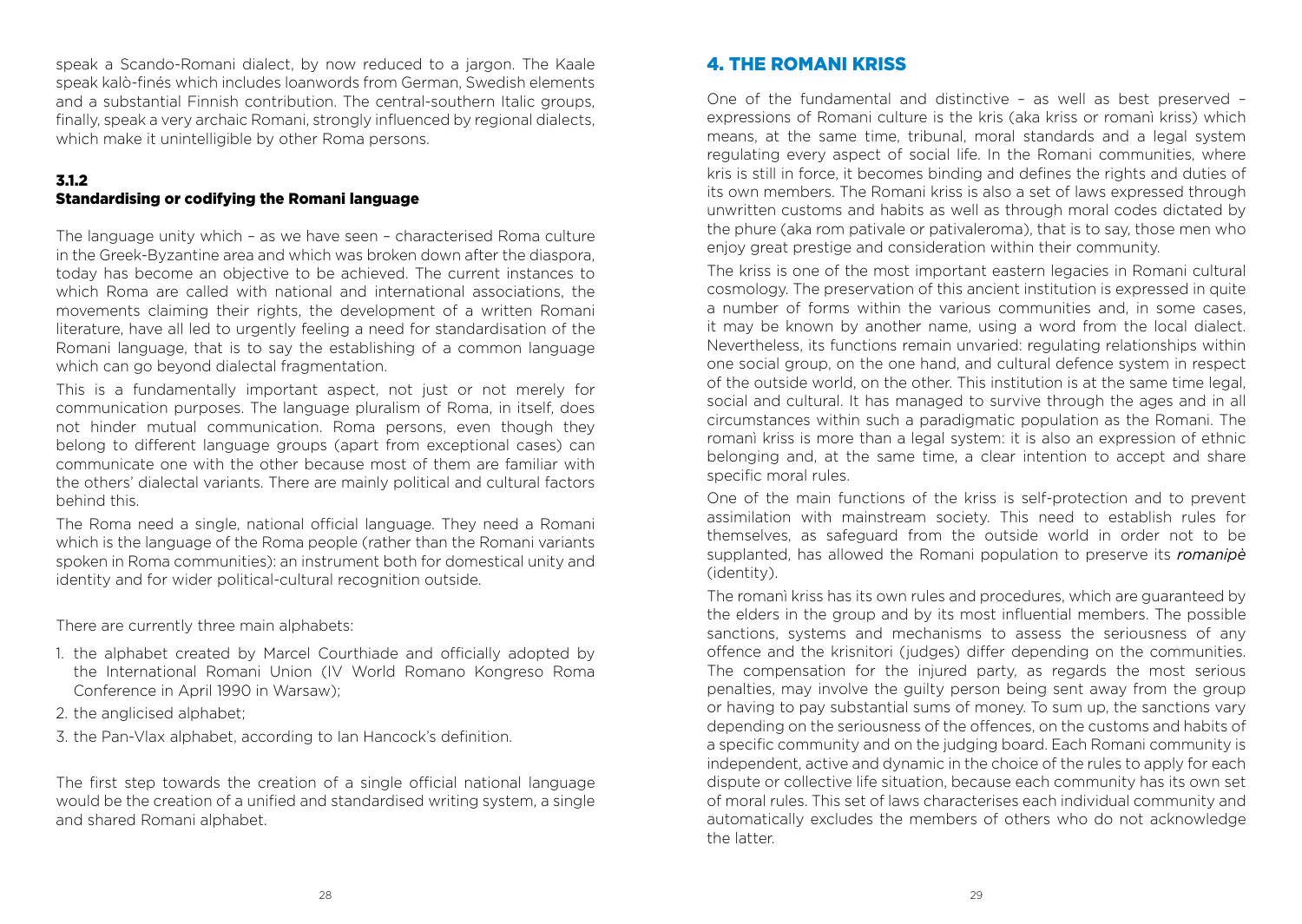speak a Scando-Romani dialect, by now reduced to a jargon. The Kaale speak kalò-finés which includes loanwords from German, Swedish elements and a substantial Finnish contribution. The central-southern Italic groups, finally, speak a very archaic Romani, strongly influenced by regional dialects, which make it unintelligible by other Roma persons.

### 3.1.2
### Standardising or codifying the Romani language

The language unity which – as we have seen – characterised Roma culture in the Greek-Byzantine area and which was broken down after the diaspora, today has become an objective to be achieved. The current instances to which Roma are called with national and international associations, the movements claiming their rights, the development of a written Romani literature, have all led to urgently feeling a need for standardisation of the Romani language, that is to say the establishing of a common language which can go beyond dialectal fragmentation.

This is a fundamentally important aspect, not just or not merely for communication purposes. The language pluralism of Roma, in itself, does not hinder mutual communication. Roma persons, even though they belong to different language groups (apart from exceptional cases) can communicate one with the other because most of them are familiar with the others' dialectal variants. There are mainly political and cultural factors behind this.

The Roma need a single, national official language. They need a Romani which is the language of the Roma people (rather than the Romani variants spoken in Roma communities): an instrument both for domestical unity and identity and for wider political-cultural recognition outside.

There are currently three main alphabets:

1. the alphabet created by Marcel Courthiade and officially adopted by the International Romani Union (IV World Romano Kongreso Roma Conference in April 1990 in Warsaw);
2. the anglicised alphabet;
3. the Pan-Vlax alphabet, according to Ian Hancock's definition.

The first step towards the creation of a single official national language would be the creation of a unified and standardised writing system, a single and shared Romani alphabet.

## 4. THE ROMANI KRISS

One of the fundamental and distinctive – as well as best preserved – expressions of Romani culture is the kris (aka kriss or romanì kriss) which means, at the same time, tribunal, moral standards and a legal system regulating every aspect of social life. In the Romani communities, where kris is still in force, it becomes binding and defines the rights and duties of its own members. The Romani kriss is also a set of laws expressed through unwritten customs and habits as well as through moral codes dictated by the phure (aka rom pativale or pativaleroma), that is to say, those men who enjoy great prestige and consideration within their community.

The kriss is one of the most important eastern legacies in Romani cultural cosmology. The preservation of this ancient institution is expressed in quite a number of forms within the various communities and, in some cases, it may be known by another name, using a word from the local dialect. Nevertheless, its functions remain unvaried: regulating relationships within one social group, on the one hand, and cultural defence system in respect of the outside world, on the other. This institution is at the same time legal, social and cultural. It has managed to survive through the ages and in all circumstances within such a paradigmatic population as the Romani. The romanì kriss is more than a legal system: it is also an expression of ethnic belonging and, at the same time, a clear intention to accept and share specific moral rules.

One of the main functions of the kriss is self-protection and to prevent assimilation with mainstream society. This need to establish rules for themselves, as safeguard from the outside world in order not to be supplanted, has allowed the Romani population to preserve its *romanipè* (identity).

The romanì kriss has its own rules and procedures, which are guaranteed by the elders in the group and by its most influential members. The possible sanctions, systems and mechanisms to assess the seriousness of any offence and the krisnitori (judges) differ depending on the communities. The compensation for the injured party, as regards the most serious penalties, may involve the guilty person being sent away from the group or having to pay substantial sums of money. To sum up, the sanctions vary depending on the seriousness of the offences, on the customs and habits of a specific community and on the judging board. Each Romani community is independent, active and dynamic in the choice of the rules to apply for each dispute or collective life situation, because each community has its own set of moral rules. This set of laws characterises each individual community and automatically excludes the members of others who do not acknowledge the latter.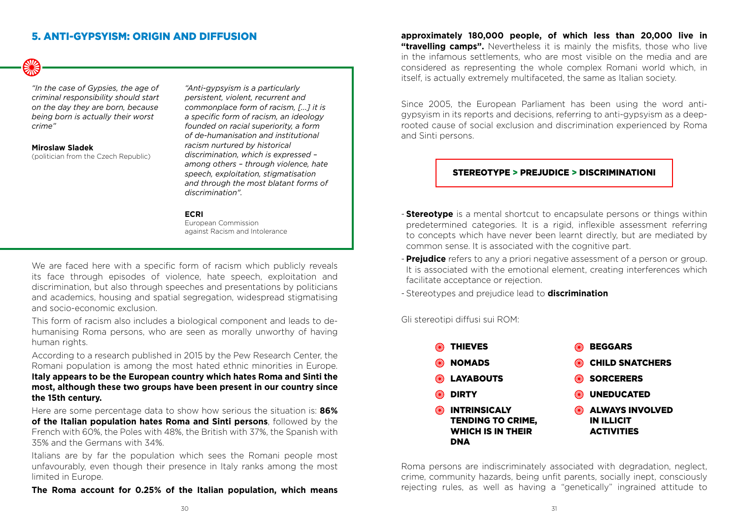## 5. ANTI-GYPSYISM: ORIGIN AND DIFFUSION

*"In the case of Gypsies, the age of criminal responsibility should start on the day they are born, because being born is actually their worst crime"*

**Miroslaw Sladek**
(politician from the Czech Republic)

*"Anti-gypsyism is a particularly persistent, violent, recurrent and commonplace form of racism, [...] it is a specific form of racism, an ideology founded on racial superiority, a form of de-humanisation and institutional racism nurtured by historical discrimination, which is expressed – among others – through violence, hate speech, exploitation, stigmatisation and through the most blatant forms of discrimination".*

**ECRI**
European Commission against Racism and Intolerance

We are faced here with a specific form of racism which publicly reveals its face through episodes of violence, hate speech, exploitation and discrimination, but also through speeches and presentations by politicians and academics, housing and spatial segregation, widespread stigmatising and socio-economic exclusion.

This form of racism also includes a biological component and leads to de-humanising Roma persons, who are seen as morally unworthy of having human rights.

According to a research published in 2015 by the Pew Research Center, the Romani population is among the most hated ethnic minorities in Europe. **Italy appears to be the European country which hates Roma and Sinti the most, although these two groups have been present in our country since the 15th century.**

Here are some percentage data to show how serious the situation is: **86% of the Italian population hates Roma and Sinti persons**, followed by the French with 60%, the Poles with 48%, the British with 37%, the Spanish with 35% and the Germans with 34%.

Italians are by far the population which sees the Romani people most unfavourably, even though their presence in Italy ranks among the most limited in Europe.

**The Roma account for 0.25% of the Italian population, which means approximately 180,000 people, of which less than 20,000 live in "travelling camps".** Nevertheless it is mainly the misfits, those who live in the infamous settlements, who are most visible on the media and are considered as representing the whole complex Romani world which, in itself, is actually extremely multifaceted, the same as Italian society.

Since 2005, the European Parliament has been using the word anti-gypsyism in its reports and decisions, referring to anti-gypsyism as a deep-rooted cause of social exclusion and discrimination experienced by Roma and Sinti persons.

**STEREOTYPE > PREJUDICE > DISCRIMINATIONI**

- **Stereotype** is a mental shortcut to encapsulate persons or things within predetermined categories. It is a rigid, inflexible assessment referring to concepts which have never been learnt directly, but are mediated by common sense. It is associated with the cognitive part.
- **Prejudice** refers to any a priori negative assessment of a person or group. It is associated with the emotional element, creating interferences which facilitate acceptance or rejection.
- Stereotypes and prejudice lead to **discrimination**

Gli stereotipi diffusi sui ROM:

- **THIEVES**
- **NOMADS**
- **LAYABOUTS**
- **DIRTY**
- **INTRINSICALY TENDING TO CRIME, WHICH IS IN THEIR DNA**
- **BEGGARS**
- **CHILD SNATCHERS**
- **SORCERERS**
- **UNEDUCATED**
- **ALWAYS INVOLVED IN ILLICIT ACTIVITIES**

Roma persons are indiscriminately associated with degradation, neglect, crime, community hazards, being unfit parents, socially inept, consciously rejecting rules, as well as having a "genetically" ingrained attitude to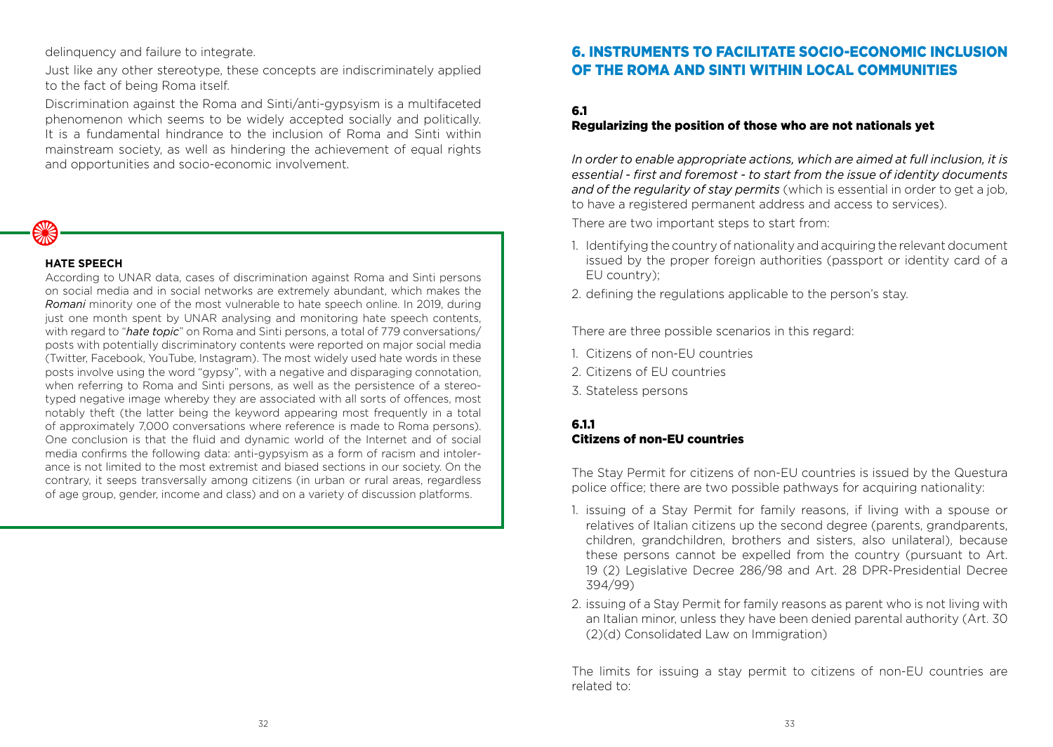delinquency and failure to integrate.

Just like any other stereotype, these concepts are indiscriminately applied to the fact of being Roma itself.

Discrimination against the Roma and Sinti/anti-gypsyism is a multifaceted phenomenon which seems to be widely accepted socially and politically. It is a fundamental hindrance to the inclusion of Roma and Sinti within mainstream society, as well as hindering the achievement of equal rights and opportunities and socio-economic involvement.

**HATE SPEECH**

According to UNAR data, cases of discrimination against Roma and Sinti persons on social media and in social networks are extremely abundant, which makes the *Romani* minority one of the most vulnerable to hate speech online. In 2019, during just one month spent by UNAR analysing and monitoring hate speech contents, with regard to "*hate topic*" on Roma and Sinti persons, a total of 779 conversations/posts with potentially discriminatory contents were reported on major social media (Twitter, Facebook, YouTube, Instagram). The most widely used hate words in these posts involve using the word "gypsy", with a negative and disparaging connotation, when referring to Roma and Sinti persons, as well as the persistence of a stereotyped negative image whereby they are associated with all sorts of offences, most notably theft (the latter being the keyword appearing most frequently in a total of approximately 7,000 conversations where reference is made to Roma persons). One conclusion is that the fluid and dynamic world of the Internet and of social media confirms the following data: anti-gypsyism as a form of racism and intolerance is not limited to the most extremist and biased sections in our society. On the contrary, it seeps transversally among citizens (in urban or rural areas, regardless of age group, gender, income and class) and on a variety of discussion platforms.

# 6. INSTRUMENTS TO FACILITATE SOCIO-ECONOMIC INCLUSION OF THE ROMA AND SINTI WITHIN LOCAL COMMUNITIES

## 6.1 Regularizing the position of those who are not nationals yet

*In order to enable appropriate actions, which are aimed at full inclusion, it is essential - first and foremost - to start from the issue of identity documents and of the regularity of stay permits* (which is essential in order to get a job, to have a registered permanent address and access to services).

There are two important steps to start from:

1. Identifying the country of nationality and acquiring the relevant document issued by the proper foreign authorities (passport or identity card of a EU country);
2. defining the regulations applicable to the person's stay.

There are three possible scenarios in this regard:

1. Citizens of non-EU countries
2. Citizens of EU countries
3. Stateless persons

### 6.1.1 Citizens of non-EU countries

The Stay Permit for citizens of non-EU countries is issued by the Questura police office; there are two possible pathways for acquiring nationality:

1. issuing of a Stay Permit for family reasons, if living with a spouse or relatives of Italian citizens up the second degree (parents, grandparents, children, grandchildren, brothers and sisters, also unilateral), because these persons cannot be expelled from the country (pursuant to Art. 19 (2) Legislative Decree 286/98 and Art. 28 DPR-Presidential Decree 394/99)
2. issuing of a Stay Permit for family reasons as parent who is not living with an Italian minor, unless they have been denied parental authority (Art. 30 (2)(d) Consolidated Law on Immigration)

The limits for issuing a stay permit to citizens of non-EU countries are related to: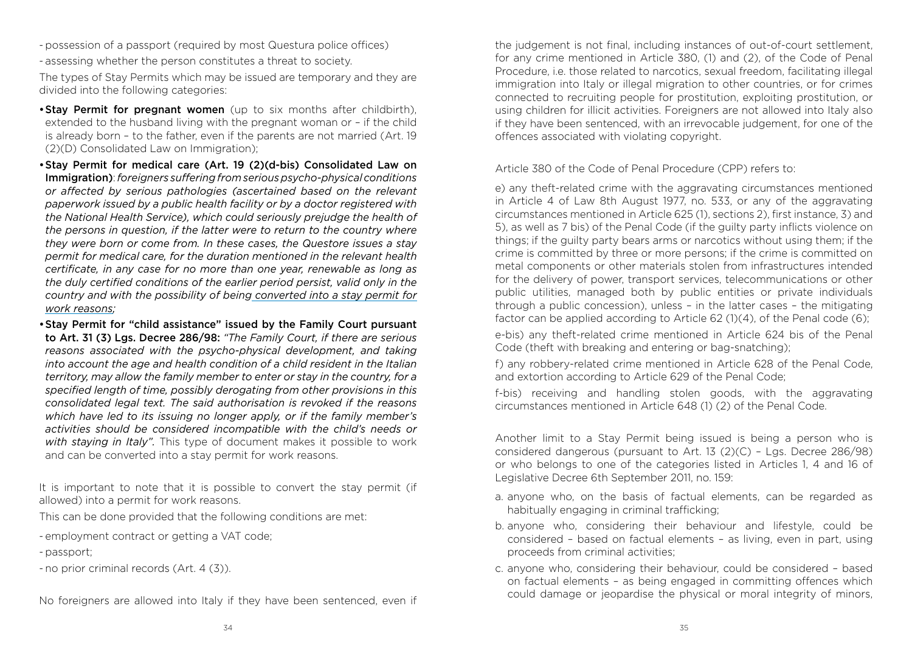- possession of a passport (required by most Questura police offices)
- assessing whether the person constitutes a threat to society.

The types of Stay Permits which may be issued are temporary and they are divided into the following categories:

- **Stay Permit for pregnant women** (up to six months after childbirth), extended to the husband living with the pregnant woman or – if the child is already born – to the father, even if the parents are not married (Art. 19 (2)(D) Consolidated Law on Immigration);
- **Stay Permit for medical care (Art. 19 (2)(d-bis) Consolidated Law on Immigration)**: *foreigners suffering from serious psycho-physical conditions or affected by serious pathologies (ascertained based on the relevant paperwork issued by a public health facility or by a doctor registered with the National Health Service), which could seriously prejudge the health of the persons in question, if the latter were to return to the country where they were born or come from. In these cases, the Questore issues a stay permit for medical care, for the duration mentioned in the relevant health certificate, in any case for no more than one year, renewable as long as the duly certified conditions of the earlier period persist, valid only in the country and with the possibility of being converted into a stay permit for work reasons;*
- **Stay Permit for "child assistance" issued by the Family Court pursuant to Art. 31 (3) Lgs. Decree 286/98:** *"The Family Court, if there are serious reasons associated with the psycho-physical development, and taking into account the age and health condition of a child resident in the Italian territory, may allow the family member to enter or stay in the country, for a specified length of time, possibly derogating from other provisions in this consolidated legal text. The said authorisation is revoked if the reasons which have led to its issuing no longer apply, or if the family member's activities should be considered incompatible with the child's needs or with staying in Italy".* This type of document makes it possible to work and can be converted into a stay permit for work reasons.

It is important to note that it is possible to convert the stay permit (if allowed) into a permit for work reasons.

This can be done provided that the following conditions are met:

- employment contract or getting a VAT code;
- passport;
- no prior criminal records (Art. 4 (3)).

No foreigners are allowed into Italy if they have been sentenced, even if the judgement is not final, including instances of out-of-court settlement, for any crime mentioned in Article 380, (1) and (2), of the Code of Penal Procedure, i.e. those related to narcotics, sexual freedom, facilitating illegal immigration into Italy or illegal migration to other countries, or for crimes connected to recruiting people for prostitution, exploiting prostitution, or using children for illicit activities. Foreigners are not allowed into Italy also if they have been sentenced, with an irrevocable judgement, for one of the offences associated with violating copyright.

Article 380 of the Code of Penal Procedure (CPP) refers to:

e) any theft-related crime with the aggravating circumstances mentioned in Article 4 of Law 8th August 1977, no. 533, or any of the aggravating circumstances mentioned in Article 625 (1), sections 2), first instance, 3) and 5), as well as 7 bis) of the Penal Code (if the guilty party inflicts violence on things; if the guilty party bears arms or narcotics without using them; if the crime is committed by three or more persons; if the crime is committed on metal components or other materials stolen from infrastructures intended for the delivery of power, transport services, telecommunications or other public utilities, managed both by public entities or private individuals through a public concession), unless – in the latter cases – the mitigating factor can be applied according to Article 62 (1)(4), of the Penal code (6);

e-bis) any theft-related crime mentioned in Article 624 bis of the Penal Code (theft with breaking and entering or bag-snatching);

f) any robbery-related crime mentioned in Article 628 of the Penal Code, and extortion according to Article 629 of the Penal Code;

f-bis) receiving and handling stolen goods, with the aggravating circumstances mentioned in Article 648 (1) (2) of the Penal Code.

Another limit to a Stay Permit being issued is being a person who is considered dangerous (pursuant to Art. 13 (2)(C) – Lgs. Decree 286/98) or who belongs to one of the categories listed in Articles 1, 4 and 16 of Legislative Decree 6th September 2011, no. 159:

a. anyone who, on the basis of factual elements, can be regarded as habitually engaging in criminal trafficking;
b. anyone who, considering their behaviour and lifestyle, could be considered – based on factual elements – as living, even in part, using proceeds from criminal activities;
c. anyone who, considering their behaviour, could be considered – based on factual elements – as being engaged in committing offences which could damage or jeopardise the physical or moral integrity of minors,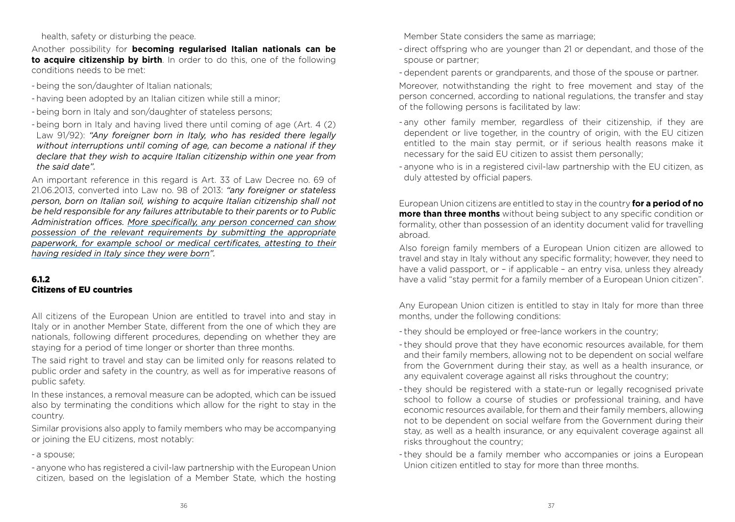health, safety or disturbing the peace.

Another possibility for **becoming regularised Italian nationals can be to acquire citizenship by birth**. In order to do this, one of the following conditions needs to be met:

- being the son/daughter of Italian nationals;
- having been adopted by an Italian citizen while still a minor;
- being born in Italy and son/daughter of stateless persons;
- being born in Italy and having lived there until coming of age (Art. 4 (2) Law 91/92): *"Any foreigner born in Italy, who has resided there legally without interruptions until coming of age, can become a national if they declare that they wish to acquire Italian citizenship within one year from the said date".*

An important reference in this regard is Art. 33 of Law Decree no. 69 of 21.06.2013, converted into Law no. 98 of 2013: *"any foreigner or stateless person, born on Italian soil, wishing to acquire Italian citizenship shall not be held responsible for any failures attributable to their parents or to Public Administration offices. More specifically, any person concerned can show possession of the relevant requirements by submitting the appropriate paperwork, for example school or medical certificates, attesting to their having resided in Italy since they were born".*

### 6.1.2 Citizens of EU countries

All citizens of the European Union are entitled to travel into and stay in Italy or in another Member State, different from the one of which they are nationals, following different procedures, depending on whether they are staying for a period of time longer or shorter than three months.

The said right to travel and stay can be limited only for reasons related to public order and safety in the country, as well as for imperative reasons of public safety.

In these instances, a removal measure can be adopted, which can be issued also by terminating the conditions which allow for the right to stay in the country.

Similar provisions also apply to family members who may be accompanying or joining the EU citizens, most notably:

- a spouse;
- anyone who has registered a civil-law partnership with the European Union citizen, based on the legislation of a Member State, which the hosting Member State considers the same as marriage;
- direct offspring who are younger than 21 or dependant, and those of the spouse or partner;
- dependent parents or grandparents, and those of the spouse or partner.

Moreover, notwithstanding the right to free movement and stay of the person concerned, according to national regulations, the transfer and stay of the following persons is facilitated by law:

- any other family member, regardless of their citizenship, if they are dependent or live together, in the country of origin, with the EU citizen entitled to the main stay permit, or if serious health reasons make it necessary for the said EU citizen to assist them personally;
- anyone who is in a registered civil-law partnership with the EU citizen, as duly attested by official papers.

European Union citizens are entitled to stay in the country **for a period of no more than three months** without being subject to any specific condition or formality, other than possession of an identity document valid for travelling abroad.

Also foreign family members of a European Union citizen are allowed to travel and stay in Italy without any specific formality; however, they need to have a valid passport, or – if applicable – an entry visa, unless they already have a valid "stay permit for a family member of a European Union citizen".

Any European Union citizen is entitled to stay in Italy for more than three months, under the following conditions:

- they should be employed or free-lance workers in the country;
- they should prove that they have economic resources available, for them and their family members, allowing not to be dependent on social welfare from the Government during their stay, as well as a health insurance, or any equivalent coverage against all risks throughout the country;
- they should be registered with a state-run or legally recognised private school to follow a course of studies or professional training, and have economic resources available, for them and their family members, allowing not to be dependent on social welfare from the Government during their stay, as well as a health insurance, or any equivalent coverage against all risks throughout the country;
- they should be a family member who accompanies or joins a European Union citizen entitled to stay for more than three months.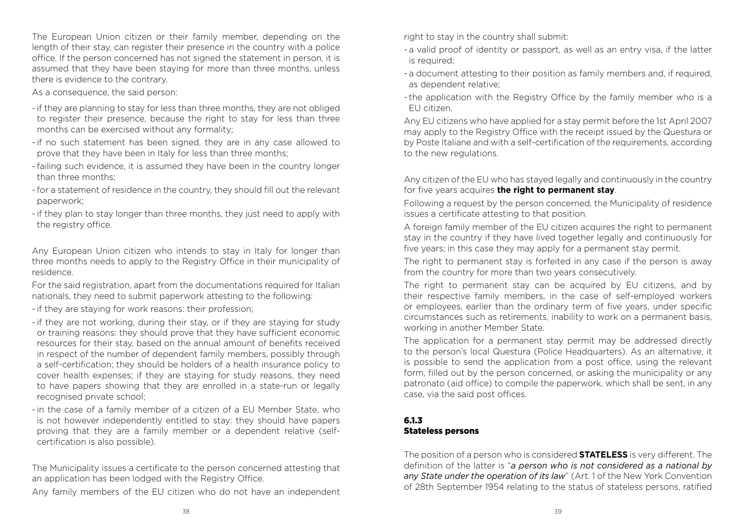The European Union citizen or their family member, depending on the length of their stay, can register their presence in the country with a police office. If the person concerned has not signed the statement in person, it is assumed that they have been staying for more than three months, unless there is evidence to the contrary.

As a consequence, the said person:

- if they are planning to stay for less than three months, they are not obliged to register their presence, because the right to stay for less than three months can be exercised without any formality;
- if no such statement has been signed, they are in any case allowed to prove that they have been in Italy for less than three months;
- failing such evidence, it is assumed they have been in the country longer than three months;
- for a statement of residence in the country, they should fill out the relevant paperwork;
- if they plan to stay longer than three months, they just need to apply with the registry office.

Any European Union citizen who intends to stay in Italy for longer than three months needs to apply to the Registry Office in their municipality of residence.

For the said registration, apart from the documentations required for Italian nationals, they need to submit paperwork attesting to the following:

- if they are staying for work reasons: their profession;
- if they are not working, during their stay, or if they are staying for study or training reasons: they should prove that they have sufficient economic resources for their stay, based on the annual amount of benefits received in respect of the number of dependent family members, possibly through a self-certification; they should be holders of a health insurance policy to cover health expenses; if they are staying for study reasons, they need to have papers showing that they are enrolled in a state-run or legally recognised private school;
- in the case of a family member of a citizen of a EU Member State, who is not however independently entitled to stay: they should have papers proving that they are a family member or a dependent relative (self-certification is also possible).

The Municipality issues a certificate to the person concerned attesting that an application has been lodged with the Registry Office.

Any family members of the EU citizen who do not have an independent right to stay in the country shall submit:

- a valid proof of identity or passport, as well as an entry visa, if the latter is required;
- a document attesting to their position as family members and, if required, as dependent relative;
- the application with the Registry Office by the family member who is a EU citizen.

Any EU citizens who have applied for a stay permit before the 1st April 2007 may apply to the Registry Office with the receipt issued by the Questura or by Poste Italiane and with a self-certification of the requirements, according to the new regulations.

Any citizen of the EU who has stayed legally and continuously in the country for five years acquires **the right to permanent stay**.

Following a request by the person concerned, the Municipality of residence issues a certificate attesting to that position.

A foreign family member of the EU citizen acquires the right to permanent stay in the country if they have lived together legally and continuously for five years; in this case they may apply for a permanent stay permit.

The right to permanent stay is forfeited in any case if the person is away from the country for more than two years consecutively.

The right to permanent stay can be acquired by EU citizens, and by their respective family members, in the case of self-employed workers or employees, earlier than the ordinary term of five years, under specific circumstances such as retirements, inability to work on a permanent basis, working in another Member State.

The application for a permanent stay permit may be addressed directly to the person's local Questura (Police Headquarters). As an alternative, it is possible to send the application from a post office, using the relevant form, filled out by the person concerned, or asking the municipality or any patronato (aid office) to compile the paperwork, which shall be sent, in any case, via the said post offices.

### 6.1.3 Stateless persons

The position of a person who is considered **STATELESS** is very different. The definition of the latter is "*a person who is not considered as a national by any State under the operation of its law*" (Art. 1 of the New York Convention of 28th September 1954 relating to the status of stateless persons, ratified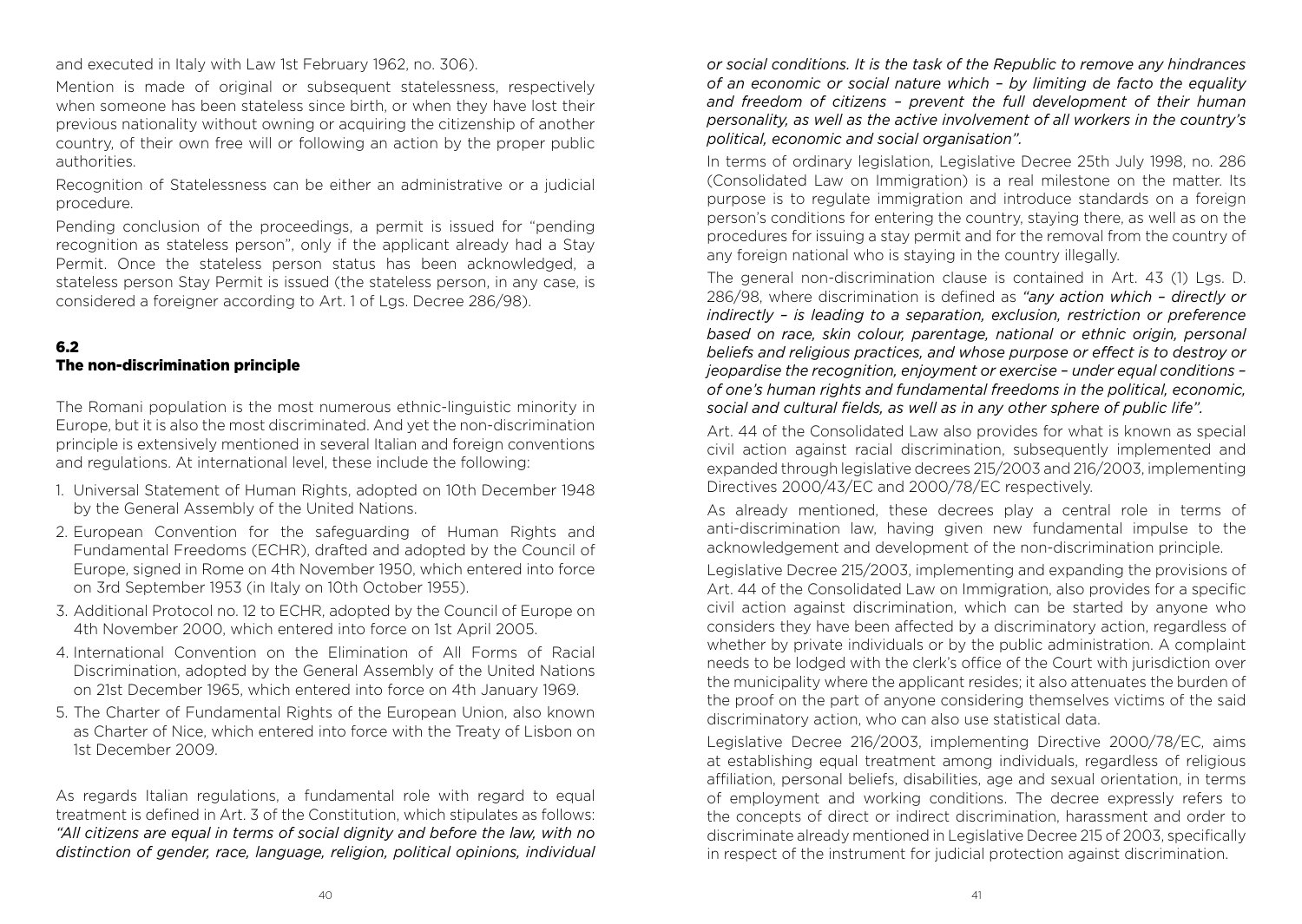and executed in Italy with Law 1st February 1962, no. 306).

Mention is made of original or subsequent statelessness, respectively when someone has been stateless since birth, or when they have lost their previous nationality without owning or acquiring the citizenship of another country, of their own free will or following an action by the proper public authorities.

Recognition of Statelessness can be either an administrative or a judicial procedure.

Pending conclusion of the proceedings, a permit is issued for "pending recognition as stateless person", only if the applicant already had a Stay Permit. Once the stateless person status has been acknowledged, a stateless person Stay Permit is issued (the stateless person, in any case, is considered a foreigner according to Art. 1 of Lgs. Decree 286/98).

## 6.2 The non-discrimination principle

The Romani population is the most numerous ethnic-linguistic minority in Europe, but it is also the most discriminated. And yet the non-discrimination principle is extensively mentioned in several Italian and foreign conventions and regulations. At international level, these include the following:

1. Universal Statement of Human Rights, adopted on 10th December 1948 by the General Assembly of the United Nations.
2. European Convention for the safeguarding of Human Rights and Fundamental Freedoms (ECHR), drafted and adopted by the Council of Europe, signed in Rome on 4th November 1950, which entered into force on 3rd September 1953 (in Italy on 10th October 1955).
3. Additional Protocol no. 12 to ECHR, adopted by the Council of Europe on 4th November 2000, which entered into force on 1st April 2005.
4. International Convention on the Elimination of All Forms of Racial Discrimination, adopted by the General Assembly of the United Nations on 21st December 1965, which entered into force on 4th January 1969.
5. The Charter of Fundamental Rights of the European Union, also known as Charter of Nice, which entered into force with the Treaty of Lisbon on 1st December 2009.

As regards Italian regulations, a fundamental role with regard to equal treatment is defined in Art. 3 of the Constitution, which stipulates as follows: *"All citizens are equal in terms of social dignity and before the law, with no distinction of gender, race, language, religion, political opinions, individual or social conditions. It is the task of the Republic to remove any hindrances of an economic or social nature which – by limiting de facto the equality and freedom of citizens – prevent the full development of their human personality, as well as the active involvement of all workers in the country's political, economic and social organisation".*

In terms of ordinary legislation, Legislative Decree 25th July 1998, no. 286 (Consolidated Law on Immigration) is a real milestone on the matter. Its purpose is to regulate immigration and introduce standards on a foreign person's conditions for entering the country, staying there, as well as on the procedures for issuing a stay permit and for the removal from the country of any foreign national who is staying in the country illegally.

The general non-discrimination clause is contained in Art. 43 (1) Lgs. D. 286/98, where discrimination is defined as *"any action which – directly or indirectly – is leading to a separation, exclusion, restriction or preference based on race, skin colour, parentage, national or ethnic origin, personal beliefs and religious practices, and whose purpose or effect is to destroy or jeopardise the recognition, enjoyment or exercise – under equal conditions – of one's human rights and fundamental freedoms in the political, economic, social and cultural fields, as well as in any other sphere of public life".*

Art. 44 of the Consolidated Law also provides for what is known as special civil action against racial discrimination, subsequently implemented and expanded through legislative decrees 215/2003 and 216/2003, implementing Directives 2000/43/EC and 2000/78/EC respectively.

As already mentioned, these decrees play a central role in terms of anti-discrimination law, having given new fundamental impulse to the acknowledgement and development of the non-discrimination principle.

Legislative Decree 215/2003, implementing and expanding the provisions of Art. 44 of the Consolidated Law on Immigration, also provides for a specific civil action against discrimination, which can be started by anyone who considers they have been affected by a discriminatory action, regardless of whether by private individuals or by the public administration. A complaint needs to be lodged with the clerk's office of the Court with jurisdiction over the municipality where the applicant resides; it also attenuates the burden of the proof on the part of anyone considering themselves victims of the said discriminatory action, who can also use statistical data.

Legislative Decree 216/2003, implementing Directive 2000/78/EC, aims at establishing equal treatment among individuals, regardless of religious affiliation, personal beliefs, disabilities, age and sexual orientation, in terms of employment and working conditions. The decree expressly refers to the concepts of direct or indirect discrimination, harassment and order to discriminate already mentioned in Legislative Decree 215 of 2003, specifically in respect of the instrument for judicial protection against discrimination.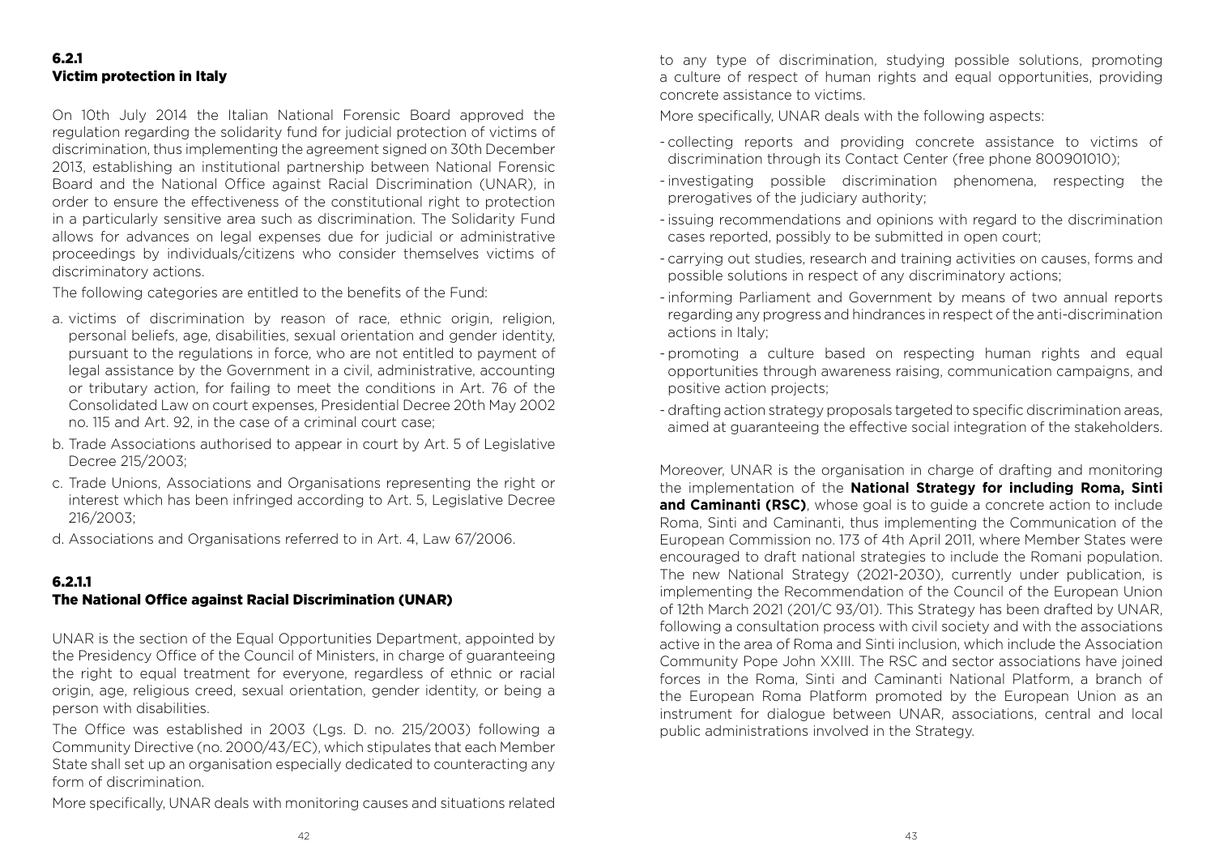### 6.2.1 Victim protection in Italy

On 10th July 2014 the Italian National Forensic Board approved the regulation regarding the solidarity fund for judicial protection of victims of discrimination, thus implementing the agreement signed on 30th December 2013, establishing an institutional partnership between National Forensic Board and the National Office against Racial Discrimination (UNAR), in order to ensure the effectiveness of the constitutional right to protection in a particularly sensitive area such as discrimination. The Solidarity Fund allows for advances on legal expenses due for judicial or administrative proceedings by individuals/citizens who consider themselves victims of discriminatory actions.

The following categories are entitled to the benefits of the Fund:

a. victims of discrimination by reason of race, ethnic origin, religion, personal beliefs, age, disabilities, sexual orientation and gender identity, pursuant to the regulations in force, who are not entitled to payment of legal assistance by the Government in a civil, administrative, accounting or tributary action, for failing to meet the conditions in Art. 76 of the Consolidated Law on court expenses, Presidential Decree 20th May 2002 no. 115 and Art. 92, in the case of a criminal court case;
b. Trade Associations authorised to appear in court by Art. 5 of Legislative Decree 215/2003;
c. Trade Unions, Associations and Organisations representing the right or interest which has been infringed according to Art. 5, Legislative Decree 216/2003;
d. Associations and Organisations referred to in Art. 4, Law 67/2006.

#### 6.2.1.1 The National Office against Racial Discrimination (UNAR)

UNAR is the section of the Equal Opportunities Department, appointed by the Presidency Office of the Council of Ministers, in charge of guaranteeing the right to equal treatment for everyone, regardless of ethnic or racial origin, age, religious creed, sexual orientation, gender identity, or being a person with disabilities.

The Office was established in 2003 (Lgs. D. no. 215/2003) following a Community Directive (no. 2000/43/EC), which stipulates that each Member State shall set up an organisation especially dedicated to counteracting any form of discrimination.

More specifically, UNAR deals with monitoring causes and situations related to any type of discrimination, studying possible solutions, promoting a culture of respect of human rights and equal opportunities, providing concrete assistance to victims.

More specifically, UNAR deals with the following aspects:

- collecting reports and providing concrete assistance to victims of discrimination through its Contact Center (free phone 800901010);
- investigating possible discrimination phenomena, respecting the prerogatives of the judiciary authority;
- issuing recommendations and opinions with regard to the discrimination cases reported, possibly to be submitted in open court;
- carrying out studies, research and training activities on causes, forms and possible solutions in respect of any discriminatory actions;
- informing Parliament and Government by means of two annual reports regarding any progress and hindrances in respect of the anti-discrimination actions in Italy;
- promoting a culture based on respecting human rights and equal opportunities through awareness raising, communication campaigns, and positive action projects;
- drafting action strategy proposals targeted to specific discrimination areas, aimed at guaranteeing the effective social integration of the stakeholders.

Moreover, UNAR is the organisation in charge of drafting and monitoring the implementation of the **National Strategy for including Roma, Sinti and Caminanti (RSC)**, whose goal is to guide a concrete action to include Roma, Sinti and Caminanti, thus implementing the Communication of the European Commission no. 173 of 4th April 2011, where Member States were encouraged to draft national strategies to include the Romani population. The new National Strategy (2021-2030), currently under publication, is implementing the Recommendation of the Council of the European Union of 12th March 2021 (201/C 93/01). This Strategy has been drafted by UNAR, following a consultation process with civil society and with the associations active in the area of Roma and Sinti inclusion, which include the Association Community Pope John XXIII. The RSC and sector associations have joined forces in the Roma, Sinti and Caminanti National Platform, a branch of the European Roma Platform promoted by the European Union as an instrument for dialogue between UNAR, associations, central and local public administrations involved in the Strategy.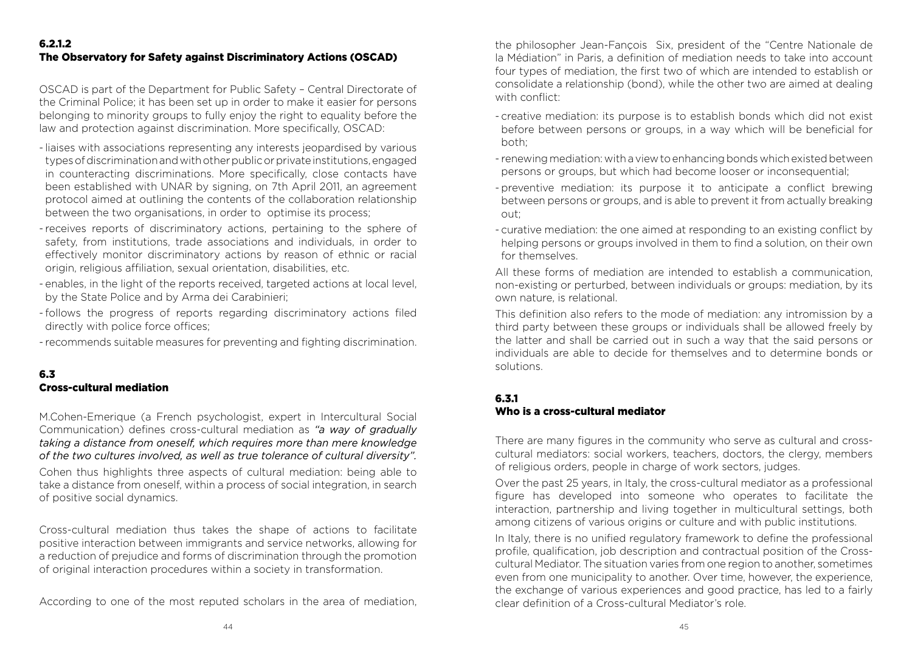### 6.2.1.2
### The Observatory for Safety against Discriminatory Actions (OSCAD)

OSCAD is part of the Department for Public Safety – Central Directorate of the Criminal Police; it has been set up in order to make it easier for persons belonging to minority groups to fully enjoy the right to equality before the law and protection against discrimination. More specifically, OSCAD:

- liaises with associations representing any interests jeopardised by various types of discrimination and with other public or private institutions, engaged in counteracting discriminations. More specifically, close contacts have been established with UNAR by signing, on 7th April 2011, an agreement protocol aimed at outlining the contents of the collaboration relationship between the two organisations, in order to optimise its process;
- receives reports of discriminatory actions, pertaining to the sphere of safety, from institutions, trade associations and individuals, in order to effectively monitor discriminatory actions by reason of ethnic or racial origin, religious affiliation, sexual orientation, disabilities, etc.
- enables, in the light of the reports received, targeted actions at local level, by the State Police and by Arma dei Carabinieri;
- follows the progress of reports regarding discriminatory actions filed directly with police force offices;
- recommends suitable measures for preventing and fighting discrimination.

## 6.3
## Cross-cultural mediation

M.Cohen-Emerique (a French psychologist, expert in Intercultural Social Communication) defines cross-cultural mediation as *"a way of gradually taking a distance from oneself, which requires more than mere knowledge of the two cultures involved, as well as true tolerance of cultural diversity".*

Cohen thus highlights three aspects of cultural mediation: being able to take a distance from oneself, within a process of social integration, in search of positive social dynamics.

Cross-cultural mediation thus takes the shape of actions to facilitate positive interaction between immigrants and service networks, allowing for a reduction of prejudice and forms of discrimination through the promotion of original interaction procedures within a society in transformation.

According to one of the most reputed scholars in the area of mediation, the philosopher Jean-Fançois Six, president of the "Centre Nationale de la Médiation" in Paris, a definition of mediation needs to take into account four types of mediation, the first two of which are intended to establish or consolidate a relationship (bond), while the other two are aimed at dealing with conflict:

- creative mediation: its purpose is to establish bonds which did not exist before between persons or groups, in a way which will be beneficial for both;
- renewing mediation: with a view to enhancing bonds which existed between persons or groups, but which had become looser or inconsequential;
- preventive mediation: its purpose it to anticipate a conflict brewing between persons or groups, and is able to prevent it from actually breaking out;
- curative mediation: the one aimed at responding to an existing conflict by helping persons or groups involved in them to find a solution, on their own for themselves.

All these forms of mediation are intended to establish a communication, non-existing or perturbed, between individuals or groups: mediation, by its own nature, is relational.

This definition also refers to the mode of mediation: any intromission by a third party between these groups or individuals shall be allowed freely by the latter and shall be carried out in such a way that the said persons or individuals are able to decide for themselves and to determine bonds or solutions.

### 6.3.1
### Who is a cross-cultural mediator

There are many figures in the community who serve as cultural and cross-cultural mediators: social workers, teachers, doctors, the clergy, members of religious orders, people in charge of work sectors, judges.

Over the past 25 years, in Italy, the cross-cultural mediator as a professional figure has developed into someone who operates to facilitate the interaction, partnership and living together in multicultural settings, both among citizens of various origins or culture and with public institutions.

In Italy, there is no unified regulatory framework to define the professional profile, qualification, job description and contractual position of the Cross-cultural Mediator. The situation varies from one region to another, sometimes even from one municipality to another. Over time, however, the experience, the exchange of various experiences and good practice, has led to a fairly clear definition of a Cross-cultural Mediator's role.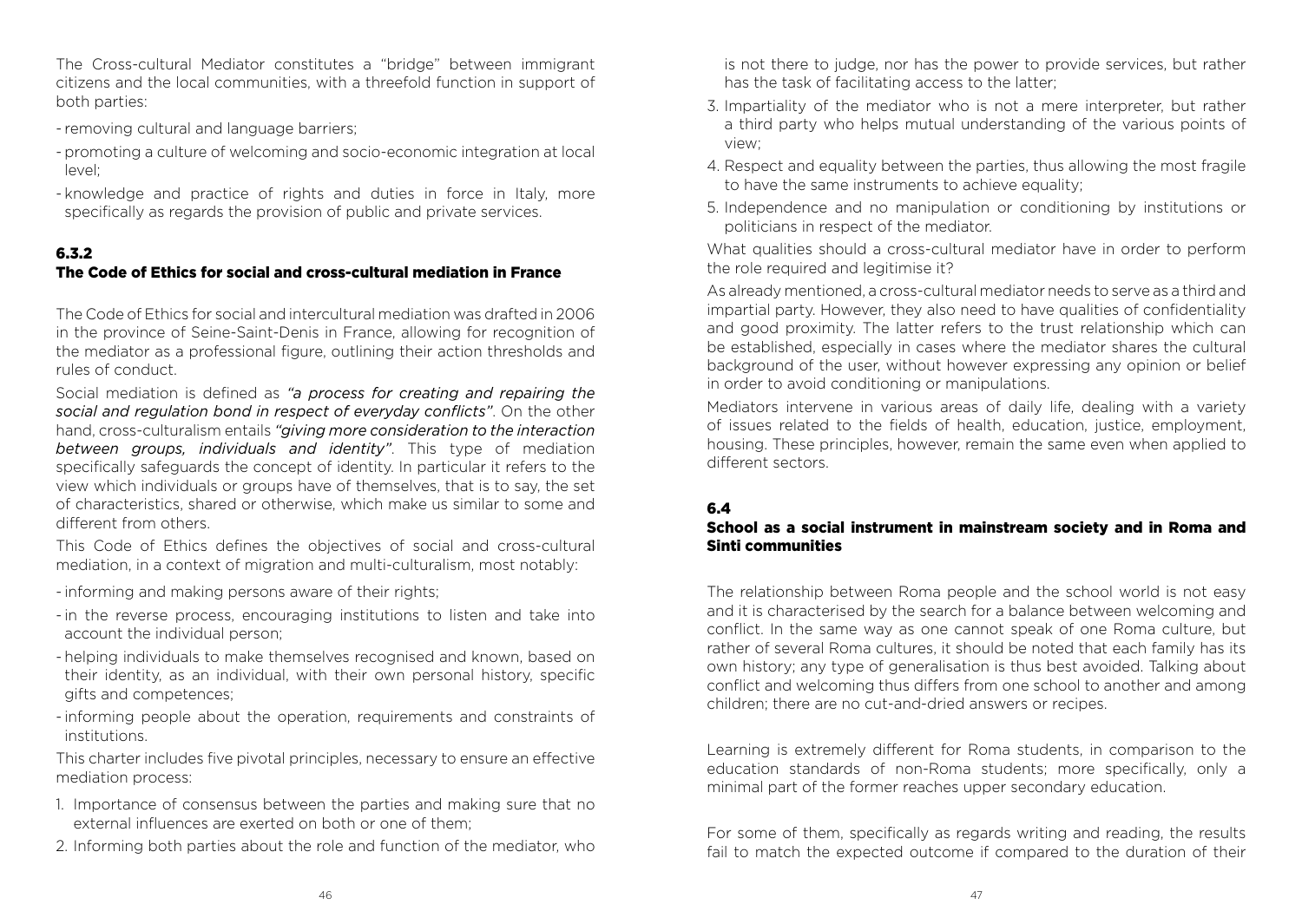The Cross-cultural Mediator constitutes a "bridge" between immigrant citizens and the local communities, with a threefold function in support of both parties:

- removing cultural and language barriers;
- promoting a culture of welcoming and socio-economic integration at local level;
- knowledge and practice of rights and duties in force in Italy, more specifically as regards the provision of public and private services.

### 6.3.2
### The Code of Ethics for social and cross-cultural mediation in France

The Code of Ethics for social and intercultural mediation was drafted in 2006 in the province of Seine-Saint-Denis in France, allowing for recognition of the mediator as a professional figure, outlining their action thresholds and rules of conduct.

Social mediation is defined as *"a process for creating and repairing the social and regulation bond in respect of everyday conflicts"*. On the other hand, cross-culturalism entails *"giving more consideration to the interaction between groups, individuals and identity"*. This type of mediation specifically safeguards the concept of identity. In particular it refers to the view which individuals or groups have of themselves, that is to say, the set of characteristics, shared or otherwise, which make us similar to some and different from others.

This Code of Ethics defines the objectives of social and cross-cultural mediation, in a context of migration and multi-culturalism, most notably:

- informing and making persons aware of their rights;
- in the reverse process, encouraging institutions to listen and take into account the individual person;
- helping individuals to make themselves recognised and known, based on their identity, as an individual, with their own personal history, specific gifts and competences;
- informing people about the operation, requirements and constraints of institutions.

This charter includes five pivotal principles, necessary to ensure an effective mediation process:

1. Importance of consensus between the parties and making sure that no external influences are exerted on both or one of them;
2. Informing both parties about the role and function of the mediator, who is not there to judge, nor has the power to provide services, but rather has the task of facilitating access to the latter;
3. Impartiality of the mediator who is not a mere interpreter, but rather a third party who helps mutual understanding of the various points of view;
4. Respect and equality between the parties, thus allowing the most fragile to have the same instruments to achieve equality;
5. Independence and no manipulation or conditioning by institutions or politicians in respect of the mediator.

What qualities should a cross-cultural mediator have in order to perform the role required and legitimise it?

As already mentioned, a cross-cultural mediator needs to serve as a third and impartial party. However, they also need to have qualities of confidentiality and good proximity. The latter refers to the trust relationship which can be established, especially in cases where the mediator shares the cultural background of the user, without however expressing any opinion or belief in order to avoid conditioning or manipulations.

Mediators intervene in various areas of daily life, dealing with a variety of issues related to the fields of health, education, justice, employment, housing. These principles, however, remain the same even when applied to different sectors.

## 6.4
## School as a social instrument in mainstream society and in Roma and Sinti communities

The relationship between Roma people and the school world is not easy and it is characterised by the search for a balance between welcoming and conflict. In the same way as one cannot speak of one Roma culture, but rather of several Roma cultures, it should be noted that each family has its own history; any type of generalisation is thus best avoided. Talking about conflict and welcoming thus differs from one school to another and among children; there are no cut-and-dried answers or recipes.

Learning is extremely different for Roma students, in comparison to the education standards of non-Roma students; more specifically, only a minimal part of the former reaches upper secondary education.

For some of them, specifically as regards writing and reading, the results fail to match the expected outcome if compared to the duration of their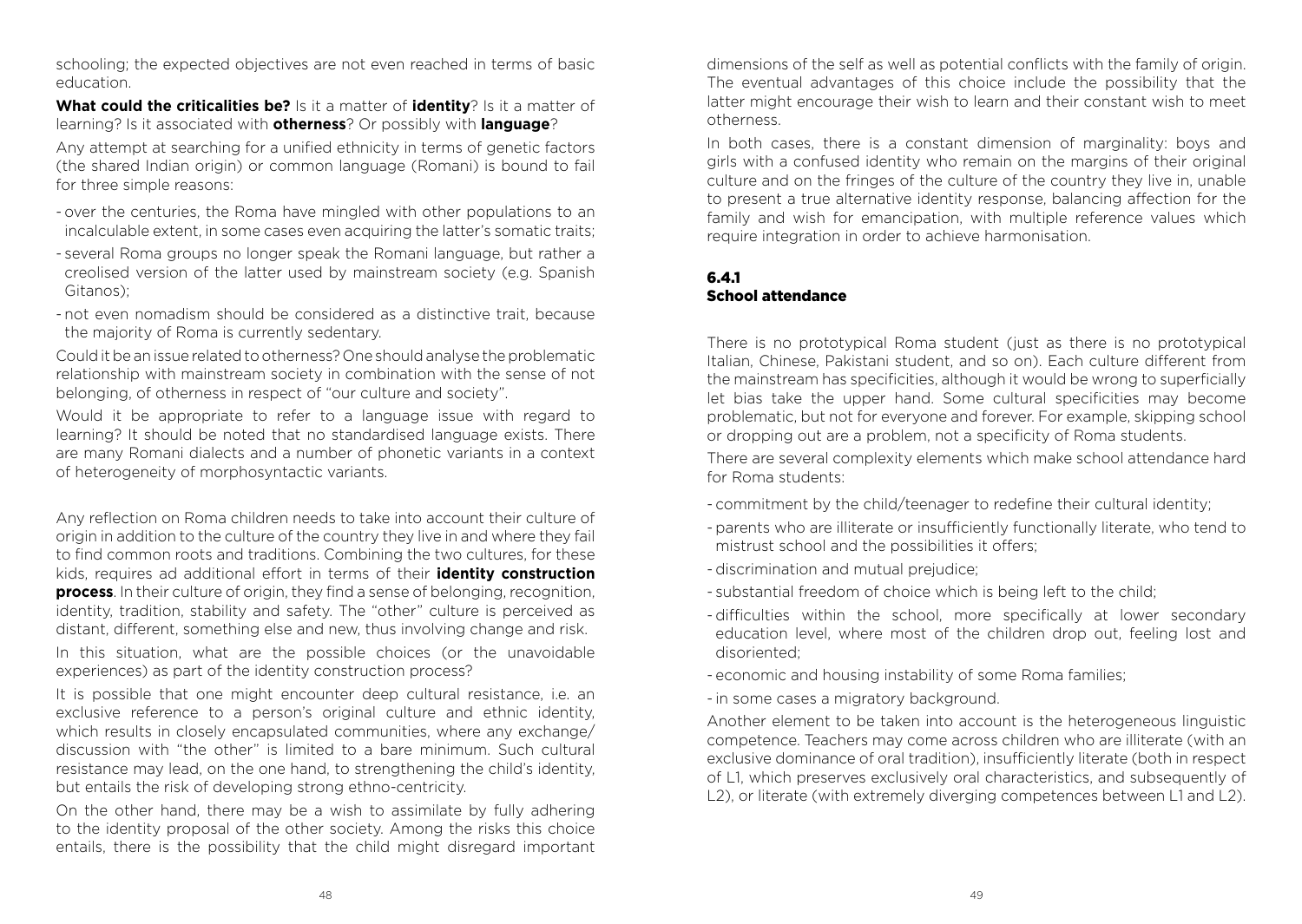schooling; the expected objectives are not even reached in terms of basic education.

**What could the criticalities be?** Is it a matter of **identity**? Is it a matter of learning? Is it associated with **otherness**? Or possibly with **language**?

Any attempt at searching for a unified ethnicity in terms of genetic factors (the shared Indian origin) or common language (Romani) is bound to fail for three simple reasons:

- over the centuries, the Roma have mingled with other populations to an incalculable extent, in some cases even acquiring the latter's somatic traits;
- several Roma groups no longer speak the Romani language, but rather a creolised version of the latter used by mainstream society (e.g. Spanish Gitanos);
- not even nomadism should be considered as a distinctive trait, because the majority of Roma is currently sedentary.

Could it be an issue related to otherness? One should analyse the problematic relationship with mainstream society in combination with the sense of not belonging, of otherness in respect of "our culture and society".

Would it be appropriate to refer to a language issue with regard to learning? It should be noted that no standardised language exists. There are many Romani dialects and a number of phonetic variants in a context of heterogeneity of morphosyntactic variants.

Any reflection on Roma children needs to take into account their culture of origin in addition to the culture of the country they live in and where they fail to find common roots and traditions. Combining the two cultures, for these kids, requires ad additional effort in terms of their **identity construction process**. In their culture of origin, they find a sense of belonging, recognition, identity, tradition, stability and safety. The "other" culture is perceived as distant, different, something else and new, thus involving change and risk.

In this situation, what are the possible choices (or the unavoidable experiences) as part of the identity construction process?

It is possible that one might encounter deep cultural resistance, i.e. an exclusive reference to a person's original culture and ethnic identity, which results in closely encapsulated communities, where any exchange/discussion with "the other" is limited to a bare minimum. Such cultural resistance may lead, on the one hand, to strengthening the child's identity, but entails the risk of developing strong ethno-centricity.

On the other hand, there may be a wish to assimilate by fully adhering to the identity proposal of the other society. Among the risks this choice entails, there is the possibility that the child might disregard important dimensions of the self as well as potential conflicts with the family of origin. The eventual advantages of this choice include the possibility that the latter might encourage their wish to learn and their constant wish to meet otherness.

In both cases, there is a constant dimension of marginality: boys and girls with a confused identity who remain on the margins of their original culture and on the fringes of the culture of the country they live in, unable to present a true alternative identity response, balancing affection for the family and wish for emancipation, with multiple reference values which require integration in order to achieve harmonisation.

### 6.4.1 School attendance

There is no prototypical Roma student (just as there is no prototypical Italian, Chinese, Pakistani student, and so on). Each culture different from the mainstream has specificities, although it would be wrong to superficially let bias take the upper hand. Some cultural specificities may become problematic, but not for everyone and forever. For example, skipping school or dropping out are a problem, not a specificity of Roma students.

There are several complexity elements which make school attendance hard for Roma students:

- commitment by the child/teenager to redefine their cultural identity;
- parents who are illiterate or insufficiently functionally literate, who tend to mistrust school and the possibilities it offers;
- discrimination and mutual prejudice;
- substantial freedom of choice which is being left to the child;
- difficulties within the school, more specifically at lower secondary education level, where most of the children drop out, feeling lost and disoriented;
- economic and housing instability of some Roma families;
- in some cases a migratory background.

Another element to be taken into account is the heterogeneous linguistic competence. Teachers may come across children who are illiterate (with an exclusive dominance of oral tradition), insufficiently literate (both in respect of L1, which preserves exclusively oral characteristics, and subsequently of L2), or literate (with extremely diverging competences between L1 and L2).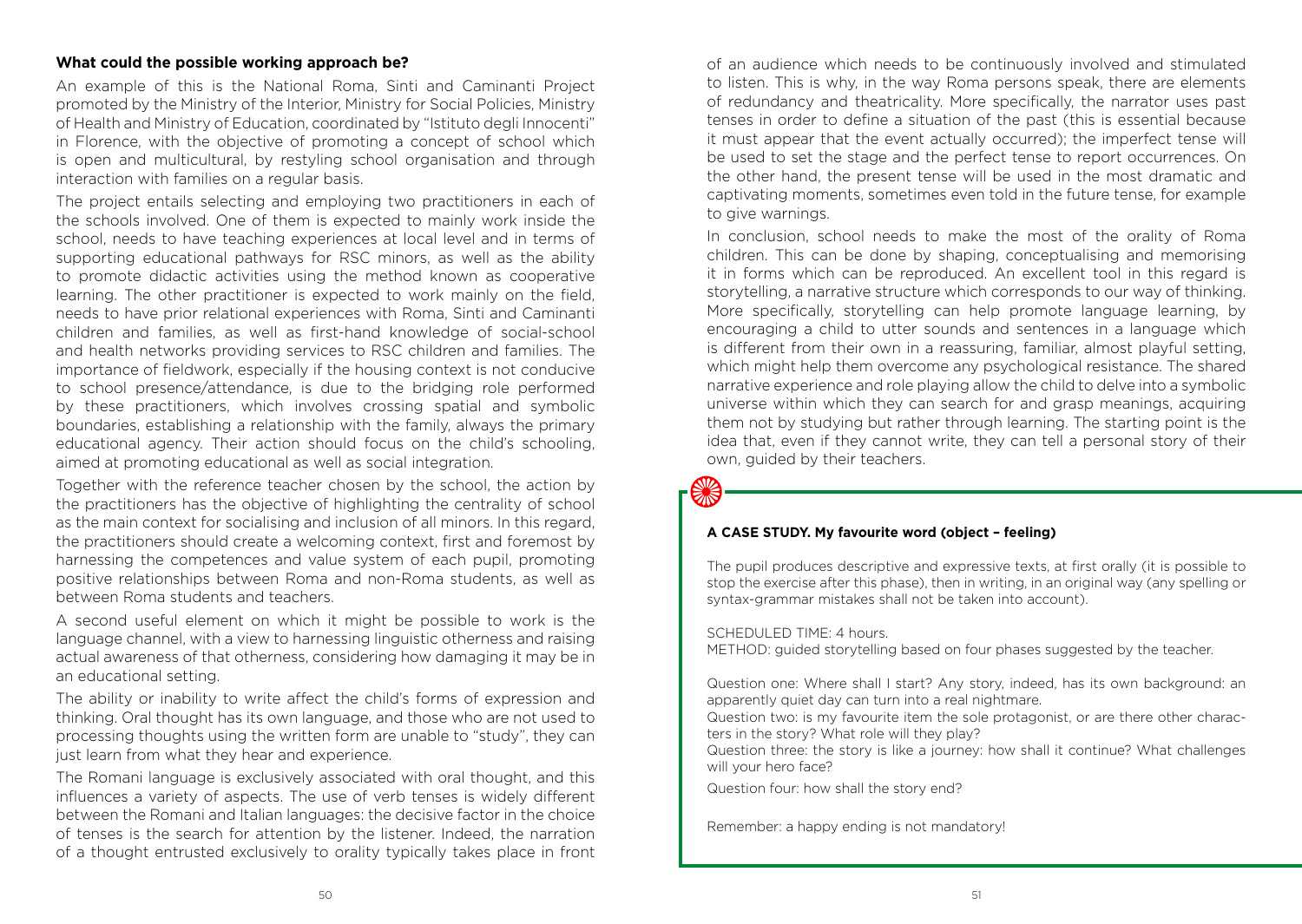### What could the possible working approach be?

An example of this is the National Roma, Sinti and Caminanti Project promoted by the Ministry of the Interior, Ministry for Social Policies, Ministry of Health and Ministry of Education, coordinated by "Istituto degli Innocenti" in Florence, with the objective of promoting a concept of school which is open and multicultural, by restyling school organisation and through interaction with families on a regular basis.

The project entails selecting and employing two practitioners in each of the schools involved. One of them is expected to mainly work inside the school, needs to have teaching experiences at local level and in terms of supporting educational pathways for RSC minors, as well as the ability to promote didactic activities using the method known as cooperative learning. The other practitioner is expected to work mainly on the field, needs to have prior relational experiences with Roma, Sinti and Caminanti children and families, as well as first-hand knowledge of social-school and health networks providing services to RSC children and families. The importance of fieldwork, especially if the housing context is not conducive to school presence/attendance, is due to the bridging role performed by these practitioners, which involves crossing spatial and symbolic boundaries, establishing a relationship with the family, always the primary educational agency. Their action should focus on the child's schooling, aimed at promoting educational as well as social integration.

Together with the reference teacher chosen by the school, the action by the practitioners has the objective of highlighting the centrality of school as the main context for socialising and inclusion of all minors. In this regard, the practitioners should create a welcoming context, first and foremost by harnessing the competences and value system of each pupil, promoting positive relationships between Roma and non-Roma students, as well as between Roma students and teachers.

A second useful element on which it might be possible to work is the language channel, with a view to harnessing linguistic otherness and raising actual awareness of that otherness, considering how damaging it may be in an educational setting.

The ability or inability to write affect the child's forms of expression and thinking. Oral thought has its own language, and those who are not used to processing thoughts using the written form are unable to "study", they can just learn from what they hear and experience.

The Romani language is exclusively associated with oral thought, and this influences a variety of aspects. The use of verb tenses is widely different between the Romani and Italian languages: the decisive factor in the choice of tenses is the search for attention by the listener. Indeed, the narration of a thought entrusted exclusively to orality typically takes place in front of an audience which needs to be continuously involved and stimulated to listen. This is why, in the way Roma persons speak, there are elements of redundancy and theatricality. More specifically, the narrator uses past tenses in order to define a situation of the past (this is essential because it must appear that the event actually occurred); the imperfect tense will be used to set the stage and the perfect tense to report occurrences. On the other hand, the present tense will be used in the most dramatic and captivating moments, sometimes even told in the future tense, for example to give warnings.

In conclusion, school needs to make the most of the orality of Roma children. This can be done by shaping, conceptualising and memorising it in forms which can be reproduced. An excellent tool in this regard is storytelling, a narrative structure which corresponds to our way of thinking. More specifically, storytelling can help promote language learning, by encouraging a child to utter sounds and sentences in a language which is different from their own in a reassuring, familiar, almost playful setting, which might help them overcome any psychological resistance. The shared narrative experience and role playing allow the child to delve into a symbolic universe within which they can search for and grasp meanings, acquiring them not by studying but rather through learning. The starting point is the idea that, even if they cannot write, they can tell a personal story of their own, guided by their teachers.

#### A CASE STUDY. My favourite word (object – feeling)

The pupil produces descriptive and expressive texts, at first orally (it is possible to stop the exercise after this phase), then in writing, in an original way (any spelling or syntax-grammar mistakes shall not be taken into account).

SCHEDULED TIME: 4 hours.
METHOD: guided storytelling based on four phases suggested by the teacher.

Question one: Where shall I start? Any story, indeed, has its own background: an apparently quiet day can turn into a real nightmare.
Question two: is my favourite item the sole protagonist, or are there other characters in the story? What role will they play?
Question three: the story is like a journey: how shall it continue? What challenges will your hero face?

Question four: how shall the story end?

Remember: a happy ending is not mandatory!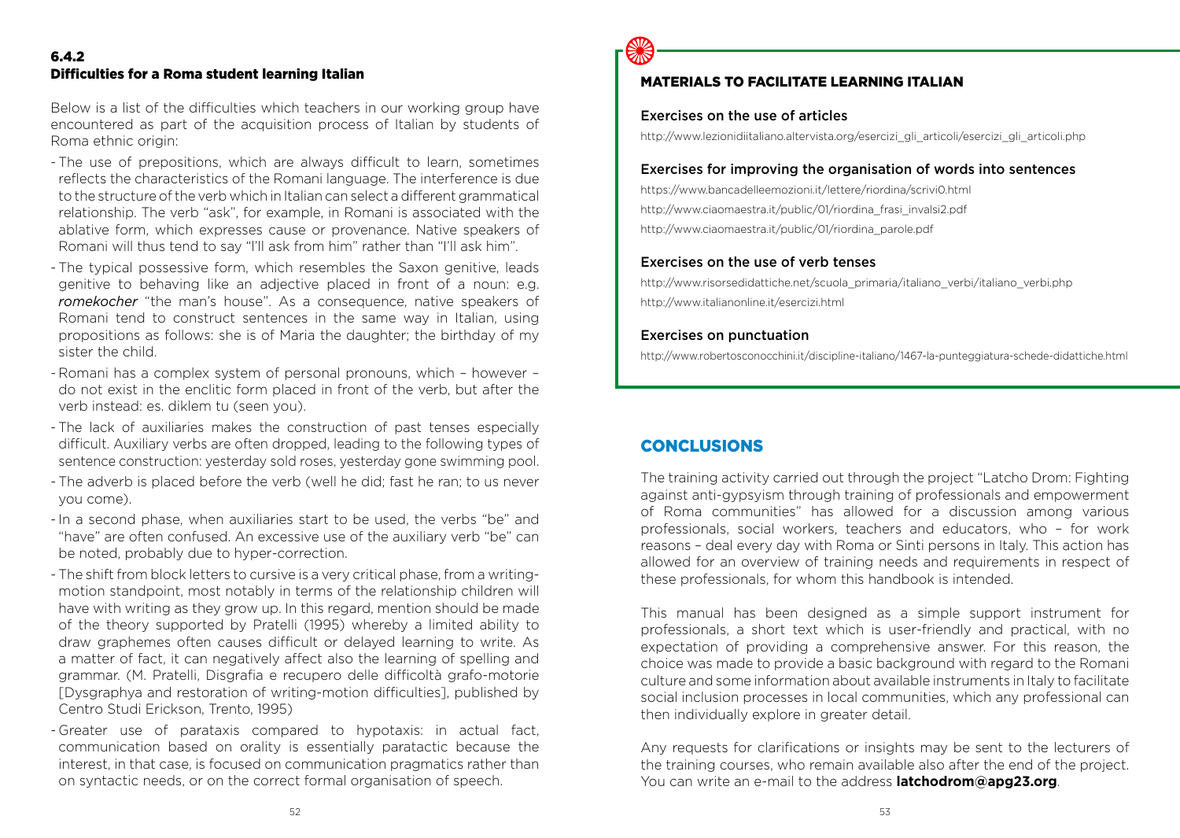### 6.4.2 Difficulties for a Roma student learning Italian

Below is a list of the difficulties which teachers in our working group have encountered as part of the acquisition process of Italian by students of Roma ethnic origin:

- The use of prepositions, which are always difficult to learn, sometimes reflects the characteristics of the Romani language. The interference is due to the structure of the verb which in Italian can select a different grammatical relationship. The verb "ask", for example, in Romani is associated with the ablative form, which expresses cause or provenance. Native speakers of Romani will thus tend to say "I'll ask from him" rather than "I'll ask him".
- The typical possessive form, which resembles the Saxon genitive, leads genitive to behaving like an adjective placed in front of a noun: e.g. *romekocher* "the man's house". As a consequence, native speakers of Romani tend to construct sentences in the same way in Italian, using propositions as follows: she is of Maria the daughter; the birthday of my sister the child.
- Romani has a complex system of personal pronouns, which – however – do not exist in the enclitic form placed in front of the verb, but after the verb instead: es. diklem tu (seen you).
- The lack of auxiliaries makes the construction of past tenses especially difficult. Auxiliary verbs are often dropped, leading to the following types of sentence construction: yesterday sold roses, yesterday gone swimming pool.
- The adverb is placed before the verb (well he did; fast he ran; to us never you come).
- In a second phase, when auxiliaries start to be used, the verbs "be" and "have" are often confused. An excessive use of the auxiliary verb "be" can be noted, probably due to hyper-correction.
- The shift from block letters to cursive is a very critical phase, from a writing-motion standpoint, most notably in terms of the relationship children will have with writing as they grow up. In this regard, mention should be made of the theory supported by Pratelli (1995) whereby a limited ability to draw graphemes often causes difficult or delayed learning to write. As a matter of fact, it can negatively affect also the learning of spelling and grammar. (M. Pratelli, Disgrafia e recupero delle difficoltà grafo-motorie [Dysgraphya and restoration of writing-motion difficulties], published by Centro Studi Erickson, Trento, 1995)
- Greater use of parataxis compared to hypotaxis: in actual fact, communication based on orality is essentially paratactic because the interest, in that case, is focused on communication pragmatics rather than on syntactic needs, or on the correct formal organisation of speech.

### MATERIALS TO FACILITATE LEARNING ITALIAN

**Exercises on the use of articles**

http://www.lezionidiitaliano.altervista.org/esercizi_gli_articoli/esercizi_gli_articoli.php

**Exercises for improving the organisation of words into sentences**

https://www.bancadelleemozioni.it/lettere/riordina/scrivi0.html
http://www.ciaomaestra.it/public/01/riordina_frasi_invalsi2.pdf
http://www.ciaomaestra.it/public/01/riordina_parole.pdf

**Exercises on the use of verb tenses**

http://www.risorsedidattiche.net/scuola_primaria/italiano_verbi/italiano_verbi.php
http://www.italianonline.it/esercizi.html

**Exercises on punctuation**

http://www.robertosconocchini.it/discipline-italiano/1467-la-punteggiatura-schede-didattiche.html

## CONCLUSIONS

The training activity carried out through the project "Latcho Drom: Fighting against anti-gypsyism through training of professionals and empowerment of Roma communities" has allowed for a discussion among various professionals, social workers, teachers and educators, who – for work reasons – deal every day with Roma or Sinti persons in Italy. This action has allowed for an overview of training needs and requirements in respect of these professionals, for whom this handbook is intended.

This manual has been designed as a simple support instrument for professionals, a short text which is user-friendly and practical, with no expectation of providing a comprehensive answer. For this reason, the choice was made to provide a basic background with regard to the Romani culture and some information about available instruments in Italy to facilitate social inclusion processes in local communities, which any professional can then individually explore in greater detail.

Any requests for clarifications or insights may be sent to the lecturers of the training courses, who remain available also after the end of the project. You can write an e-mail to the address **latchodrom@apg23.org**.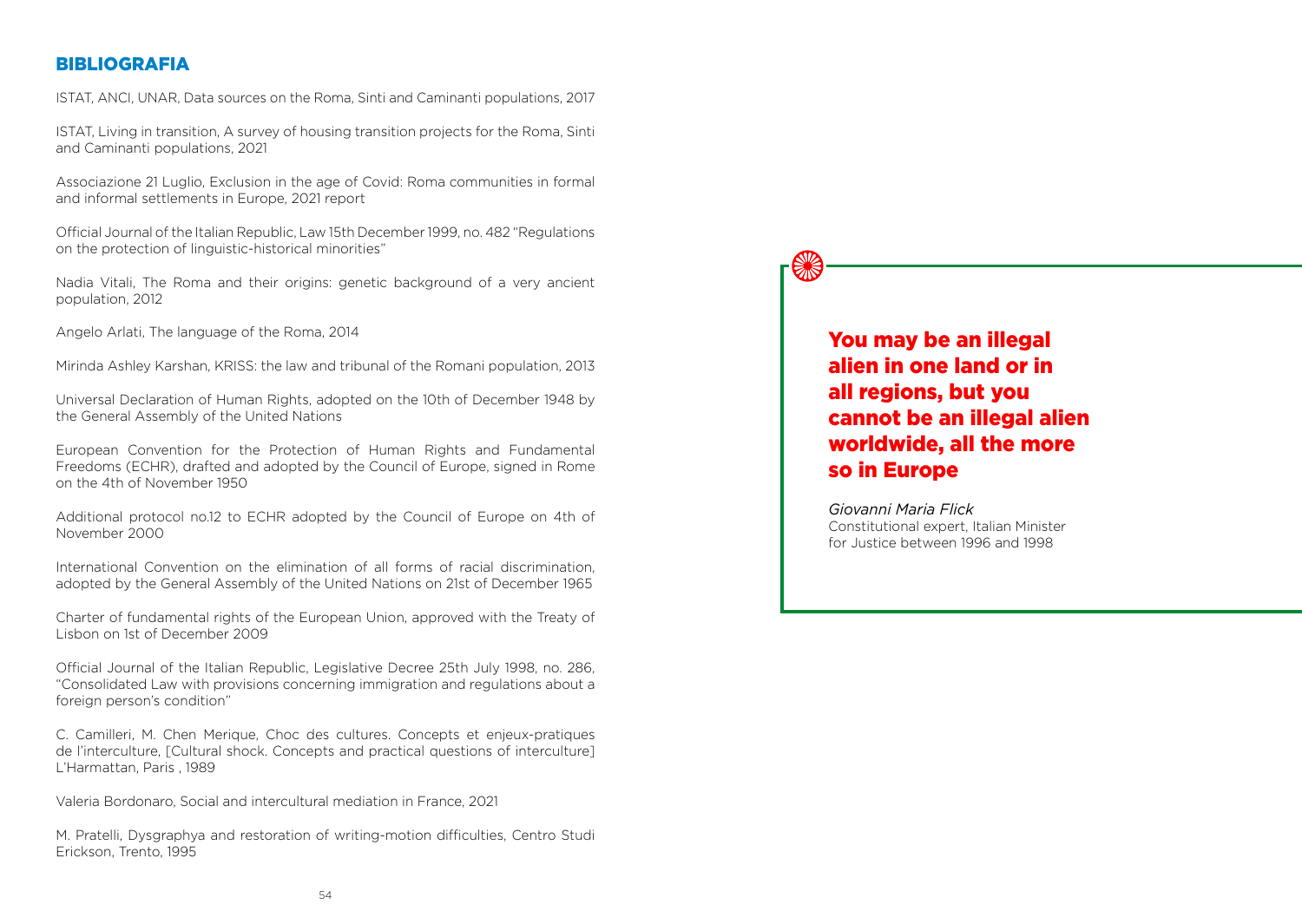## BIBLIOGRAFIA

ISTAT, ANCI, UNAR, Data sources on the Roma, Sinti and Caminanti populations, 2017

ISTAT, Living in transition, A survey of housing transition projects for the Roma, Sinti and Caminanti populations, 2021

Associazione 21 Luglio, Exclusion in the age of Covid: Roma communities in formal and informal settlements in Europe, 2021 report

Official Journal of the Italian Republic, Law 15th December 1999, no. 482 "Regulations on the protection of linguistic-historical minorities"

Nadia Vitali, The Roma and their origins: genetic background of a very ancient population, 2012

Angelo Arlati, The language of the Roma, 2014

Mirinda Ashley Karshan, KRISS: the law and tribunal of the Romani population, 2013

Universal Declaration of Human Rights, adopted on the 10th of December 1948 by the General Assembly of the United Nations

European Convention for the Protection of Human Rights and Fundamental Freedoms (ECHR), drafted and adopted by the Council of Europe, signed in Rome on the 4th of November 1950

Additional protocol no.12 to ECHR adopted by the Council of Europe on 4th of November 2000

International Convention on the elimination of all forms of racial discrimination, adopted by the General Assembly of the United Nations on 21st of December 1965

Charter of fundamental rights of the European Union, approved with the Treaty of Lisbon on 1st of December 2009

Official Journal of the Italian Republic, Legislative Decree 25th July 1998, no. 286, "Consolidated Law with provisions concerning immigration and regulations about a foreign person's condition"

C. Camilleri, M. Chen Merique, Choc des cultures. Concepts et enjeux-pratiques de l'interculture, [Cultural shock. Concepts and practical questions of interculture] L'Harmattan, Paris , 1989

Valeria Bordonaro, Social and intercultural mediation in France, 2021

M. Pratelli, Dysgraphya and restoration of writing-motion difficulties, Centro Studi Erickson, Trento, 1995

**You may be an illegal alien in one land or in all regions, but you cannot be an illegal alien worldwide, all the more so in Europe**

*Giovanni Maria Flick*
Constitutional expert, Italian Minister for Justice between 1996 and 1998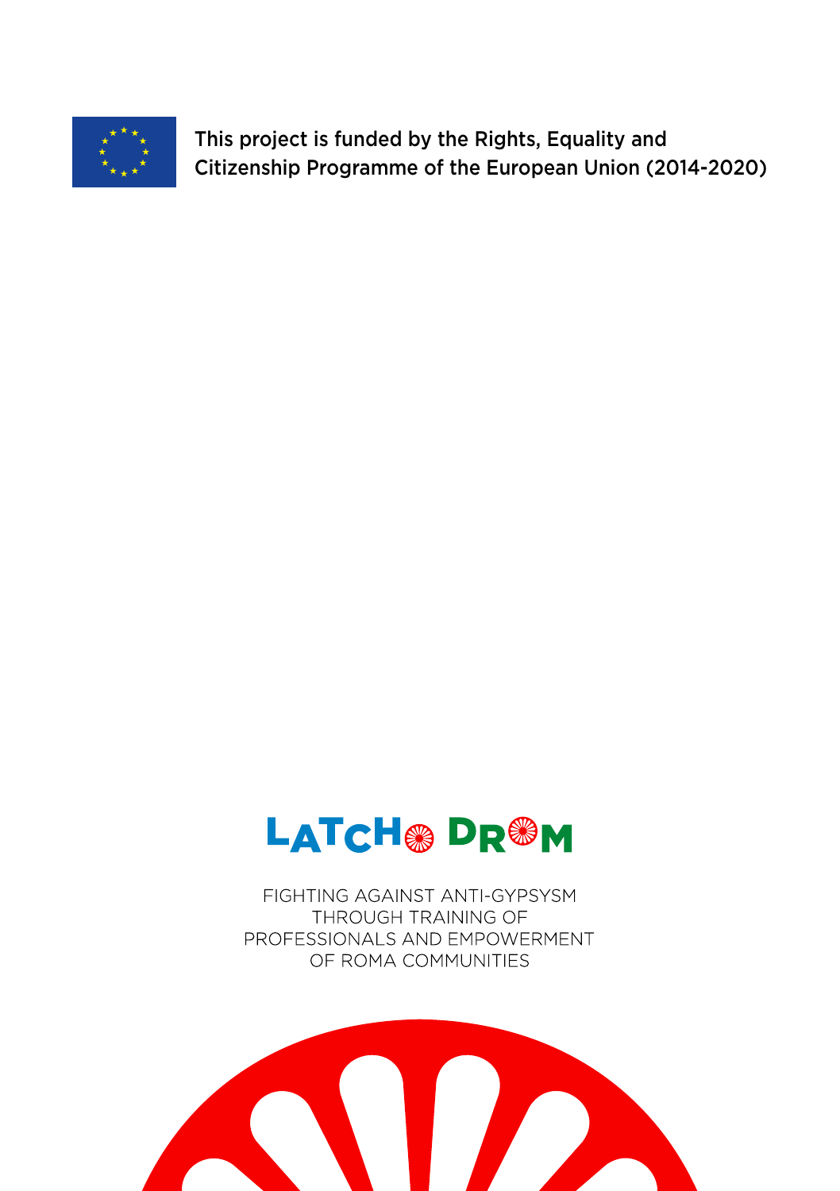This project is funded by the Rights, Equality and Citizenship Programme of the European Union (2014-2020)

LATCHO DROM

FIGHTING AGAINST ANTI-GYPSYSM THROUGH TRAINING OF PROFESSIONALS AND EMPOWERMENT OF ROMA COMMUNITIES